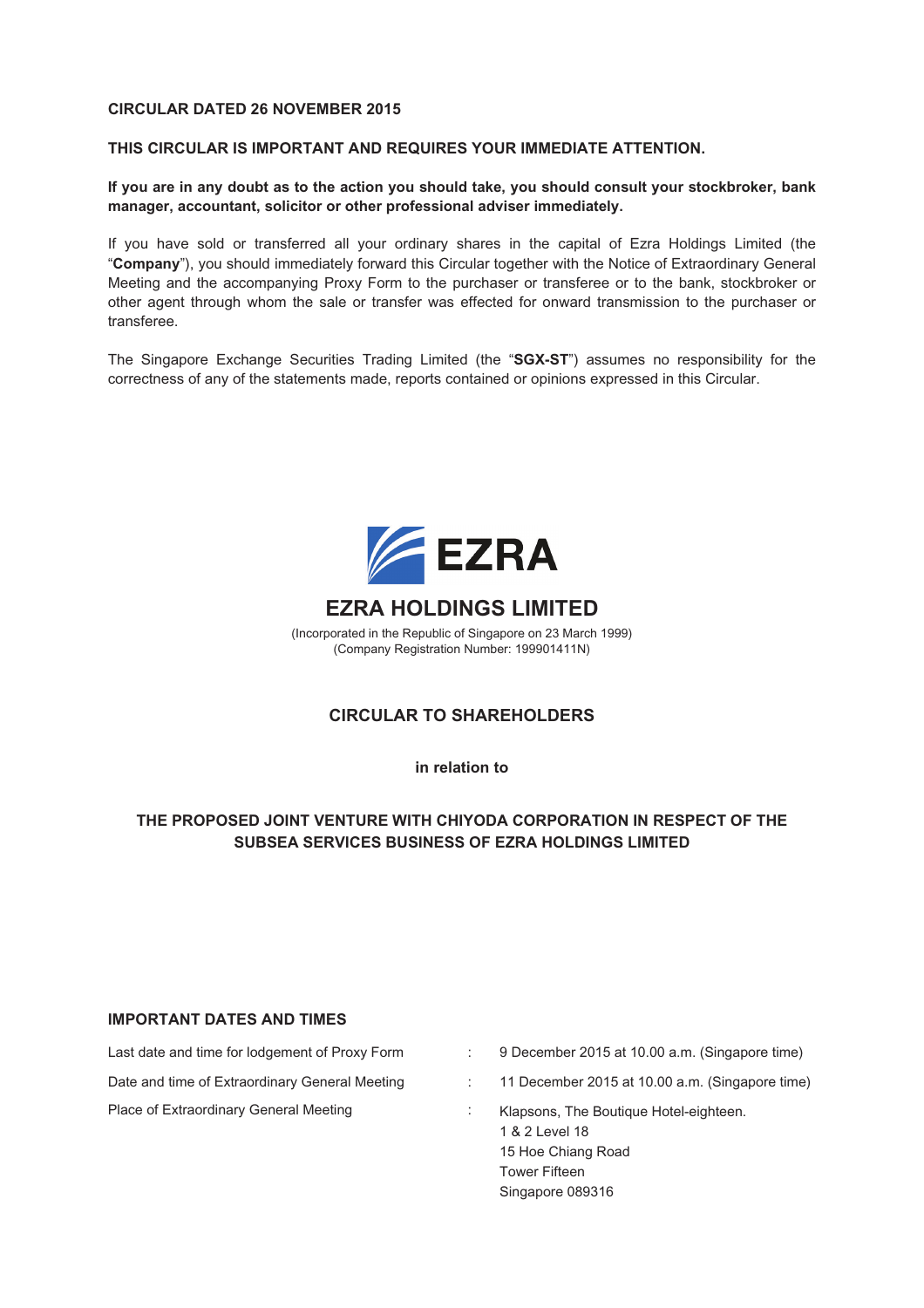**CIRCULAR DATED 26 NOVEMBER 2015**

**THIS CIRCULAR IS IMPORTANT AND REQUIRES YOUR IMMEDIATE ATTENTION.**

**If you are in any doubt as to the action you should take, you should consult your stockbroker, bank manager, accountant, solicitor or other professional adviser immediately.**

If you have sold or transferred all your ordinary shares in the capital of Ezra Holdings Limited (the "**Company**"), you should immediately forward this Circular together with the Notice of Extraordinary General Meeting and the accompanying Proxy Form to the purchaser or transferee or to the bank, stockbroker or other agent through whom the sale or transfer was effected for onward transmission to the purchaser or transferee.

The Singapore Exchange Securities Trading Limited (the "**SGX-ST**") assumes no responsibility for the correctness of any of the statements made, reports contained or opinions expressed in this Circular.

EZRA

# EZRA HOLDINGS LIMITED

(Incorporated in the Republic of Singapore on 23 March 1999)
(Company Registration Number: 199901411N)

## CIRCULAR TO SHAREHOLDERS

**in relation to**

## THE PROPOSED JOINT VENTURE WITH CHIYODA CORPORATION IN RESPECT OF THE SUBSEA SERVICES BUSINESS OF EZRA HOLDINGS LIMITED

### IMPORTANT DATES AND TIMES

| | | |
|---|---|---|
| Last date and time for lodgement of Proxy Form | : | 9 December 2015 at 10.00 a.m. (Singapore time) |
| Date and time of Extraordinary General Meeting | : | 11 December 2015 at 10.00 a.m. (Singapore time) |
| Place of Extraordinary General Meeting | : | Klapsons, The Boutique Hotel-eighteen.<br>1 & 2 Level 18<br>15 Hoe Chiang Road<br>Tower Fifteen<br>Singapore 089316 |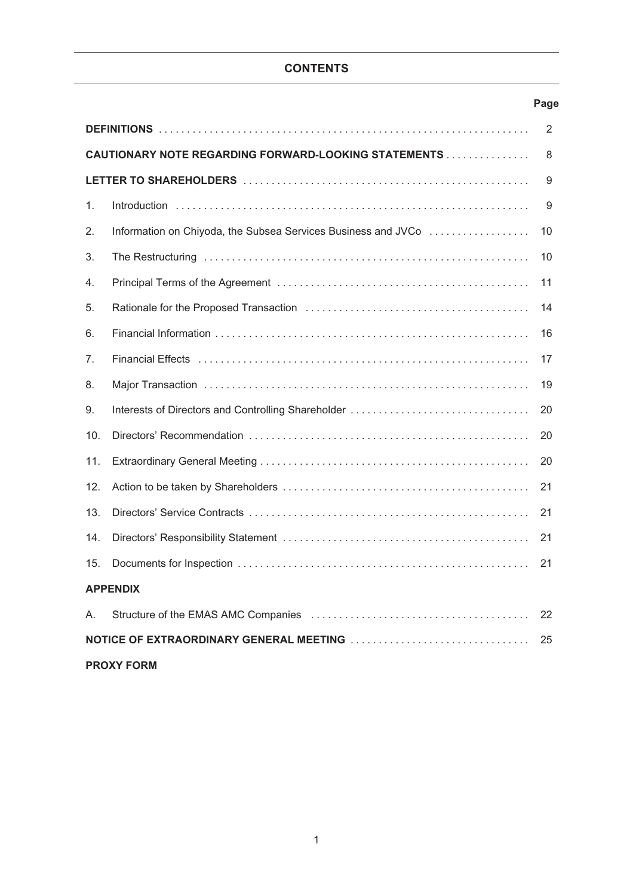# CONTENTS

| | | Page |
|---|---|---|
| **DEFINITIONS** | | 2 |
| **CAUTIONARY NOTE REGARDING FORWARD-LOOKING STATEMENTS** | | 8 |
| **LETTER TO SHAREHOLDERS** | | 9 |
| 1. | Introduction | 9 |
| 2. | Information on Chiyoda, the Subsea Services Business and JVCo | 10 |
| 3. | The Restructuring | 10 |
| 4. | Principal Terms of the Agreement | 11 |
| 5. | Rationale for the Proposed Transaction | 14 |
| 6. | Financial Information | 16 |
| 7. | Financial Effects | 17 |
| 8. | Major Transaction | 19 |
| 9. | Interests of Directors and Controlling Shareholder | 20 |
| 10. | Directors' Recommendation | 20 |
| 11. | Extraordinary General Meeting | 20 |
| 12. | Action to be taken by Shareholders | 21 |
| 13. | Directors' Service Contracts | 21 |
| 14. | Directors' Responsibility Statement | 21 |
| 15. | Documents for Inspection | 21 |
| **APPENDIX** | | |
| A. | Structure of the EMAS AMC Companies | 22 |
| **NOTICE OF EXTRAORDINARY GENERAL MEETING** | | 25 |
| **PROXY FORM** | | |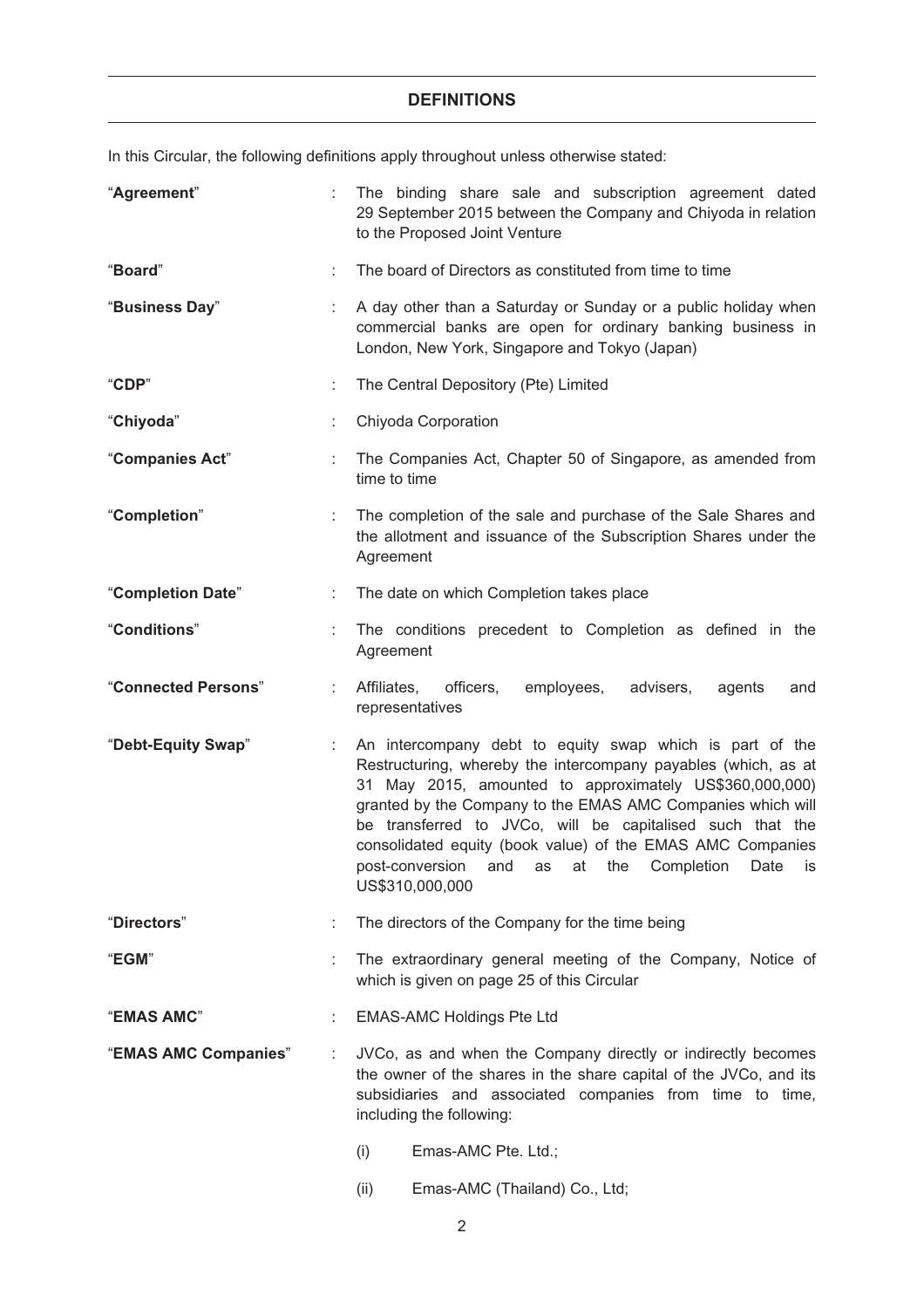## DEFINITIONS

In this Circular, the following definitions apply throughout unless otherwise stated:

| | | |
|---|---|---|
| "**Agreement**" | : | The binding share sale and subscription agreement dated 29 September 2015 between the Company and Chiyoda in relation to the Proposed Joint Venture |
| "**Board**" | : | The board of Directors as constituted from time to time |
| "**Business Day**" | : | A day other than a Saturday or Sunday or a public holiday when commercial banks are open for ordinary banking business in London, New York, Singapore and Tokyo (Japan) |
| "**CDP**" | : | The Central Depository (Pte) Limited |
| "**Chiyoda**" | : | Chiyoda Corporation |
| "**Companies Act**" | : | The Companies Act, Chapter 50 of Singapore, as amended from time to time |
| "**Completion**" | : | The completion of the sale and purchase of the Sale Shares and the allotment and issuance of the Subscription Shares under the Agreement |
| "**Completion Date**" | : | The date on which Completion takes place |
| "**Conditions**" | : | The conditions precedent to Completion as defined in the Agreement |
| "**Connected Persons**" | : | Affiliates, officers, employees, advisers, agents and representatives |
| "**Debt-Equity Swap**" | : | An intercompany debt to equity swap which is part of the Restructuring, whereby the intercompany payables (which, as at 31 May 2015, amounted to approximately US$360,000,000) granted by the Company to the EMAS AMC Companies which will be transferred to JVCo, will be capitalised such that the consolidated equity (book value) of the EMAS AMC Companies post-conversion and as at the Completion Date is US$310,000,000 |
| "**Directors**" | : | The directors of the Company for the time being |
| "**EGM**" | : | The extraordinary general meeting of the Company, Notice of which is given on page 25 of this Circular |
| "**EMAS AMC**" | : | EMAS-AMC Holdings Pte Ltd |
| "**EMAS AMC Companies**" | : | JVCo, as and when the Company directly or indirectly becomes the owner of the shares in the share capital of the JVCo, and its subsidiaries and associated companies from time to time, including the following:<br><br>(i) Emas-AMC Pte. Ltd.;<br><br>(ii) Emas-AMC (Thailand) Co., Ltd; |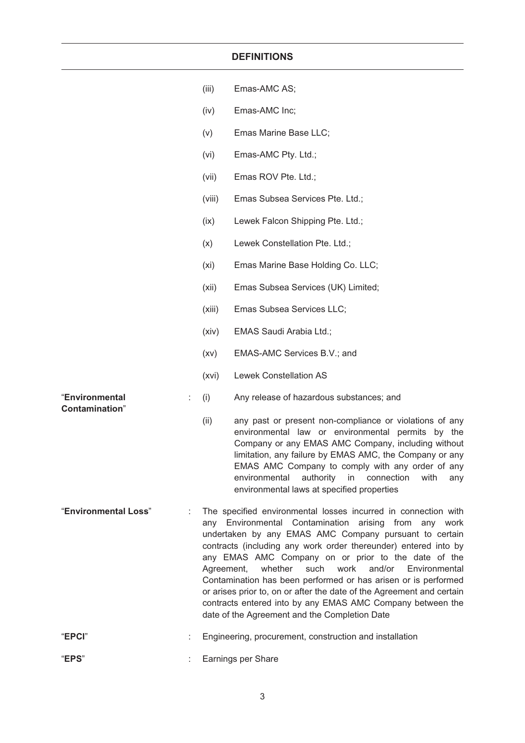## DEFINITIONS

(iii) Emas-AMC AS;

(iv) Emas-AMC Inc;

(v) Emas Marine Base LLC;

(vi) Emas-AMC Pty. Ltd.;

(vii) Emas ROV Pte. Ltd.;

(viii) Emas Subsea Services Pte. Ltd.;

(ix) Lewek Falcon Shipping Pte. Ltd.;

(x) Lewek Constellation Pte. Ltd.;

(xi) Emas Marine Base Holding Co. LLC;

(xii) Emas Subsea Services (UK) Limited;

(xiii) Emas Subsea Services LLC;

(xiv) EMAS Saudi Arabia Ltd.;

(xv) EMAS-AMC Services B.V.; and

(xvi) Lewek Constellation AS

"**Environmental Contamination**" : (i) Any release of hazardous substances; and

(ii) any past or present non-compliance or violations of any environmental law or environmental permits by the Company or any EMAS AMC Company, including without limitation, any failure by EMAS AMC, the Company or any EMAS AMC Company to comply with any order of any environmental authority in connection with any environmental laws at specified properties

"**Environmental Loss**" : The specified environmental losses incurred in connection with any Environmental Contamination arising from any work undertaken by any EMAS AMC Company pursuant to certain contracts (including any work order thereunder) entered into by any EMAS AMC Company on or prior to the date of the Agreement, whether such work and/or Environmental Contamination has been performed or has arisen or is performed or arises prior to, on or after the date of the Agreement and certain contracts entered into by any EMAS AMC Company between the date of the Agreement and the Completion Date

"**EPCI**" : Engineering, procurement, construction and installation

"**EPS**" : Earnings per Share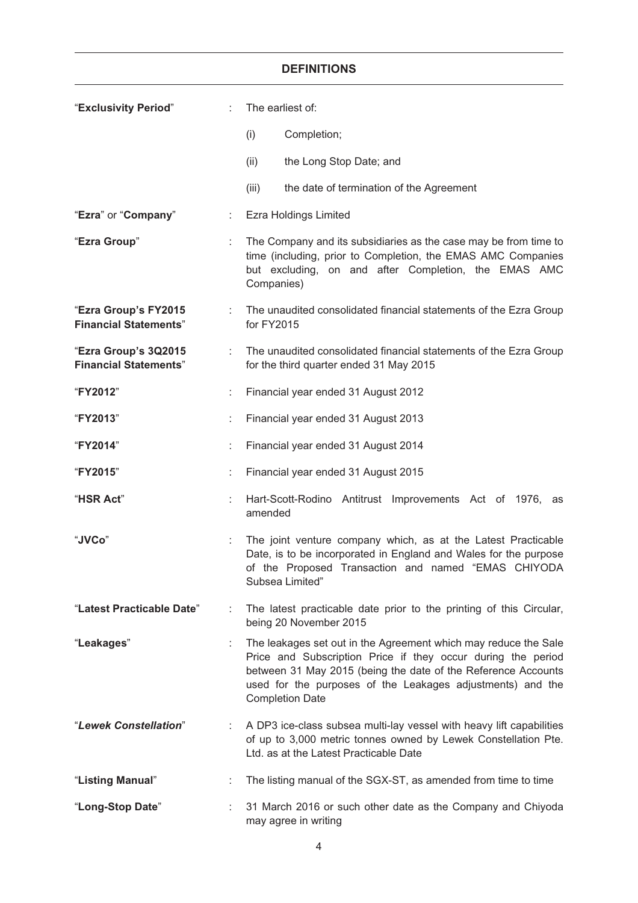## DEFINITIONS

| | | |
|---|---|---|
| "**Exclusivity Period**" | : | The earliest of:<br>(i) Completion;<br>(ii) the Long Stop Date; and<br>(iii) the date of termination of the Agreement |
| "**Ezra**" or "**Company**" | : | Ezra Holdings Limited |
| "**Ezra Group**" | : | The Company and its subsidiaries as the case may be from time to time (including, prior to Completion, the EMAS AMC Companies but excluding, on and after Completion, the EMAS AMC Companies) |
| "**Ezra Group's FY2015 Financial Statements**" | : | The unaudited consolidated financial statements of the Ezra Group for FY2015 |
| "**Ezra Group's 3Q2015 Financial Statements**" | : | The unaudited consolidated financial statements of the Ezra Group for the third quarter ended 31 May 2015 |
| "**FY2012**" | : | Financial year ended 31 August 2012 |
| "**FY2013**" | : | Financial year ended 31 August 2013 |
| "**FY2014**" | : | Financial year ended 31 August 2014 |
| "**FY2015**" | : | Financial year ended 31 August 2015 |
| "**HSR Act**" | : | Hart-Scott-Rodino Antitrust Improvements Act of 1976, as amended |
| "**JVCo**" | : | The joint venture company which, as at the Latest Practicable Date, is to be incorporated in England and Wales for the purpose of the Proposed Transaction and named "EMAS CHIYODA Subsea Limited" |
| "**Latest Practicable Date**" | : | The latest practicable date prior to the printing of this Circular, being 20 November 2015 |
| "**Leakages**" | : | The leakages set out in the Agreement which may reduce the Sale Price and Subscription Price if they occur during the period between 31 May 2015 (being the date of the Reference Accounts used for the purposes of the Leakages adjustments) and the Completion Date |
| "***Lewek Constellation***" | : | A DP3 ice-class subsea multi-lay vessel with heavy lift capabilities of up to 3,000 metric tonnes owned by Lewek Constellation Pte. Ltd. as at the Latest Practicable Date |
| "**Listing Manual**" | : | The listing manual of the SGX-ST, as amended from time to time |
| "**Long-Stop Date**" | : | 31 March 2016 or such other date as the Company and Chiyoda may agree in writing |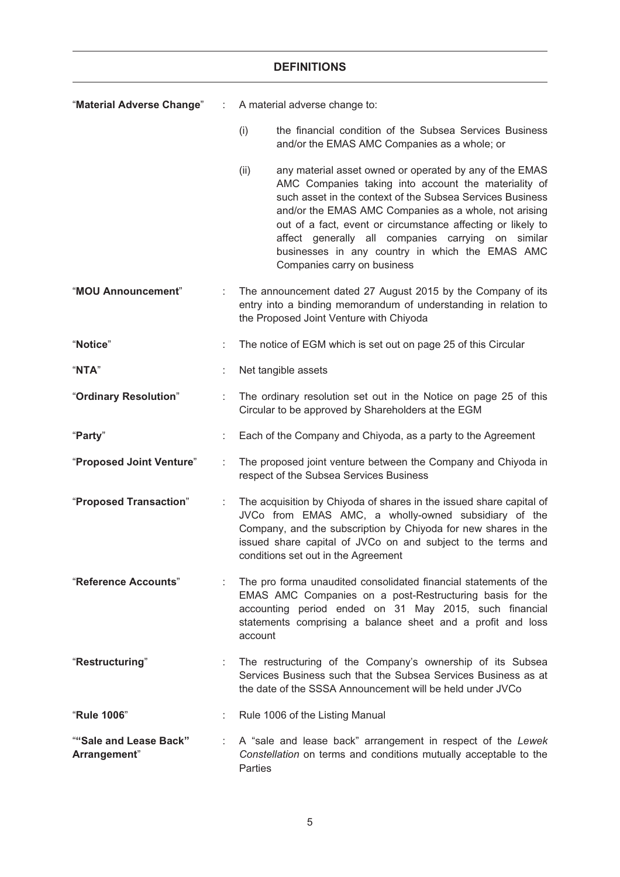## DEFINITIONS

| | | |
|---|---|---|
| "**Material Adverse Change**" | : | A material adverse change to:<br><br>(i) the financial condition of the Subsea Services Business and/or the EMAS AMC Companies as a whole; or<br><br>(ii) any material asset owned or operated by any of the EMAS AMC Companies taking into account the materiality of such asset in the context of the Subsea Services Business and/or the EMAS AMC Companies as a whole, not arising out of a fact, event or circumstance affecting or likely to affect generally all companies carrying on similar businesses in any country in which the EMAS AMC Companies carry on business |
| "**MOU Announcement**" | : | The announcement dated 27 August 2015 by the Company of its entry into a binding memorandum of understanding in relation to the Proposed Joint Venture with Chiyoda |
| "**Notice**" | : | The notice of EGM which is set out on page 25 of this Circular |
| "**NTA**" | : | Net tangible assets |
| "**Ordinary Resolution**" | : | The ordinary resolution set out in the Notice on page 25 of this Circular to be approved by Shareholders at the EGM |
| "**Party**" | : | Each of the Company and Chiyoda, as a party to the Agreement |
| "**Proposed Joint Venture**" | : | The proposed joint venture between the Company and Chiyoda in respect of the Subsea Services Business |
| "**Proposed Transaction**" | : | The acquisition by Chiyoda of shares in the issued share capital of JVCo from EMAS AMC, a wholly-owned subsidiary of the Company, and the subscription by Chiyoda for new shares in the issued share capital of JVCo on and subject to the terms and conditions set out in the Agreement |
| "**Reference Accounts**" | : | The pro forma unaudited consolidated financial statements of the EMAS AMC Companies on a post-Restructuring basis for the accounting period ended on 31 May 2015, such financial statements comprising a balance sheet and a profit and loss account |
| "**Restructuring**" | : | The restructuring of the Company's ownership of its Subsea Services Business such that the Subsea Services Business as at the date of the SSSA Announcement will be held under JVCo |
| "**Rule 1006**" | : | Rule 1006 of the Listing Manual |
| ""**Sale and Lease Back" Arrangement**" | : | A "sale and lease back" arrangement in respect of the *Lewek Constellation* on terms and conditions mutually acceptable to the Parties |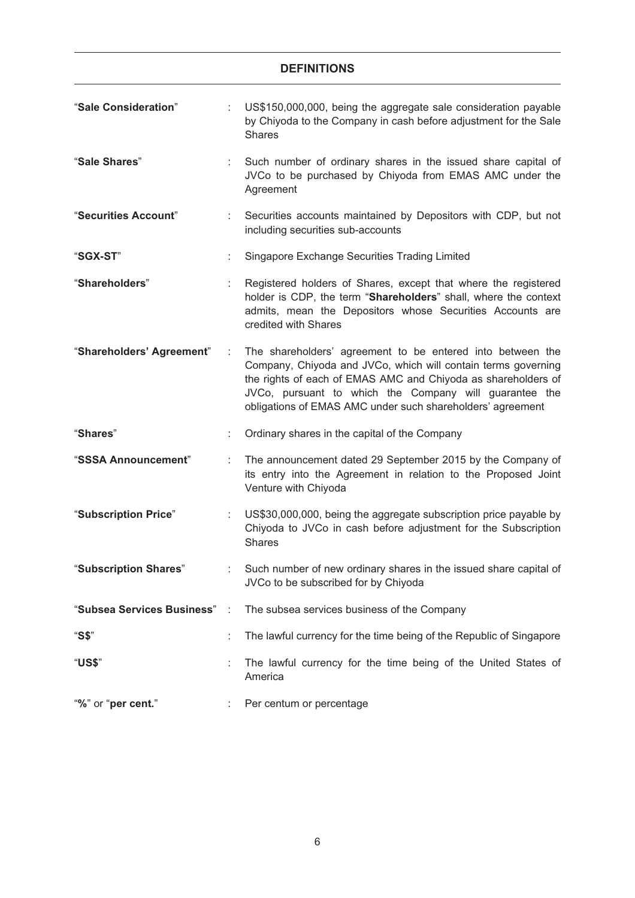## DEFINITIONS

| | | |
|---|---|---|
| "**Sale Consideration**" | : | US$150,000,000, being the aggregate sale consideration payable by Chiyoda to the Company in cash before adjustment for the Sale Shares |
| "**Sale Shares**" | : | Such number of ordinary shares in the issued share capital of JVCo to be purchased by Chiyoda from EMAS AMC under the Agreement |
| "**Securities Account**" | : | Securities accounts maintained by Depositors with CDP, but not including securities sub-accounts |
| "**SGX-ST**" | : | Singapore Exchange Securities Trading Limited |
| "**Shareholders**" | : | Registered holders of Shares, except that where the registered holder is CDP, the term "**Shareholders**" shall, where the context admits, mean the Depositors whose Securities Accounts are credited with Shares |
| "**Shareholders' Agreement**" | : | The shareholders' agreement to be entered into between the Company, Chiyoda and JVCo, which will contain terms governing the rights of each of EMAS AMC and Chiyoda as shareholders of JVCo, pursuant to which the Company will guarantee the obligations of EMAS AMC under such shareholders' agreement |
| "**Shares**" | : | Ordinary shares in the capital of the Company |
| "**SSSA Announcement**" | : | The announcement dated 29 September 2015 by the Company of its entry into the Agreement in relation to the Proposed Joint Venture with Chiyoda |
| "**Subscription Price**" | : | US$30,000,000, being the aggregate subscription price payable by Chiyoda to JVCo in cash before adjustment for the Subscription Shares |
| "**Subscription Shares**" | : | Such number of new ordinary shares in the issued share capital of JVCo to be subscribed for by Chiyoda |
| "**Subsea Services Business**" | : | The subsea services business of the Company |
| "**S$**" | : | The lawful currency for the time being of the Republic of Singapore |
| "**US$**" | : | The lawful currency for the time being of the United States of America |
| "**%**" or "**per cent.**" | : | Per centum or percentage |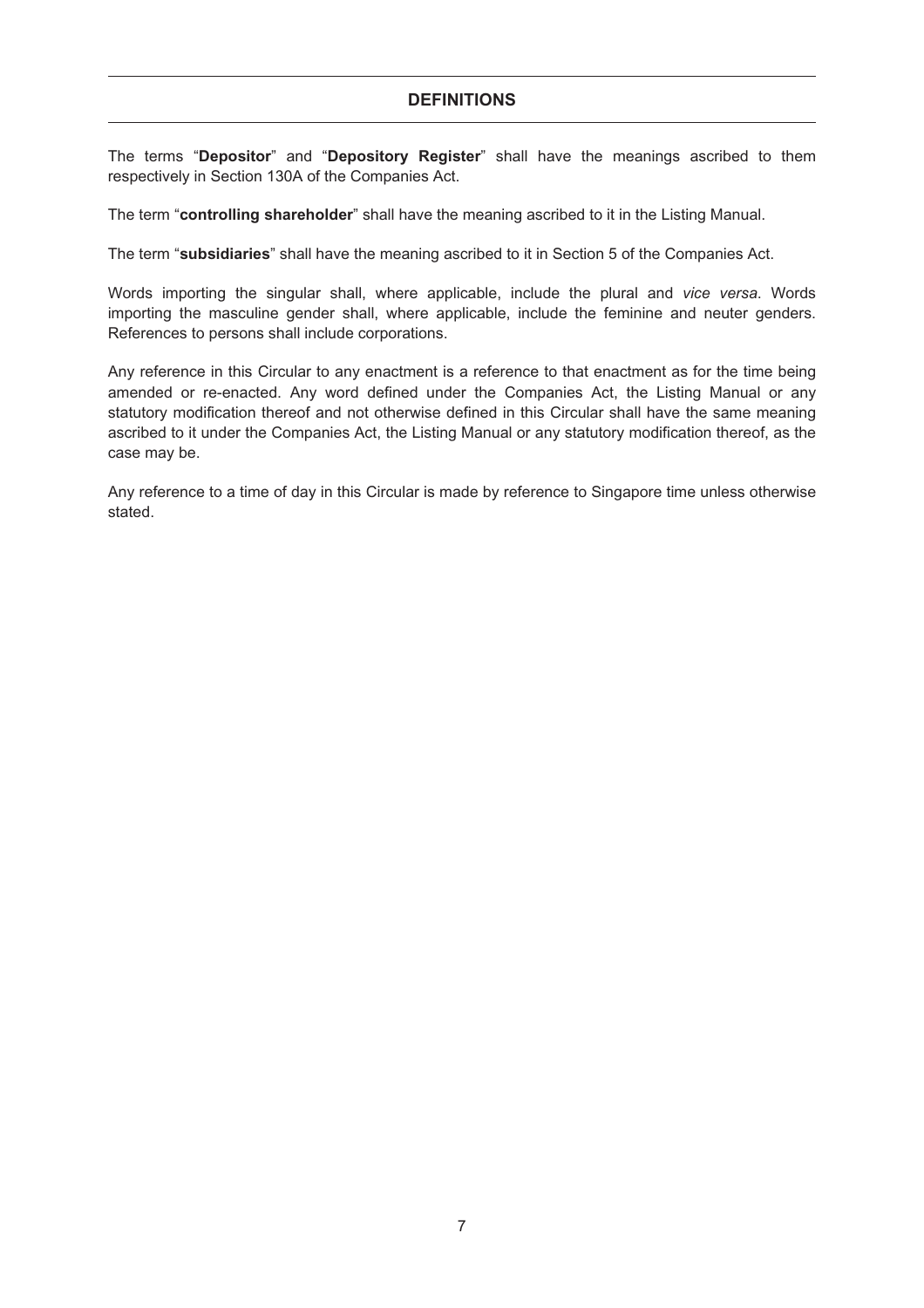## DEFINITIONS

The terms "**Depositor**" and "**Depository Register**" shall have the meanings ascribed to them respectively in Section 130A of the Companies Act.

The term "**controlling shareholder**" shall have the meaning ascribed to it in the Listing Manual.

The term "**subsidiaries**" shall have the meaning ascribed to it in Section 5 of the Companies Act.

Words importing the singular shall, where applicable, include the plural and *vice versa*. Words importing the masculine gender shall, where applicable, include the feminine and neuter genders. References to persons shall include corporations.

Any reference in this Circular to any enactment is a reference to that enactment as for the time being amended or re-enacted. Any word defined under the Companies Act, the Listing Manual or any statutory modification thereof and not otherwise defined in this Circular shall have the same meaning ascribed to it under the Companies Act, the Listing Manual or any statutory modification thereof, as the case may be.

Any reference to a time of day in this Circular is made by reference to Singapore time unless otherwise stated.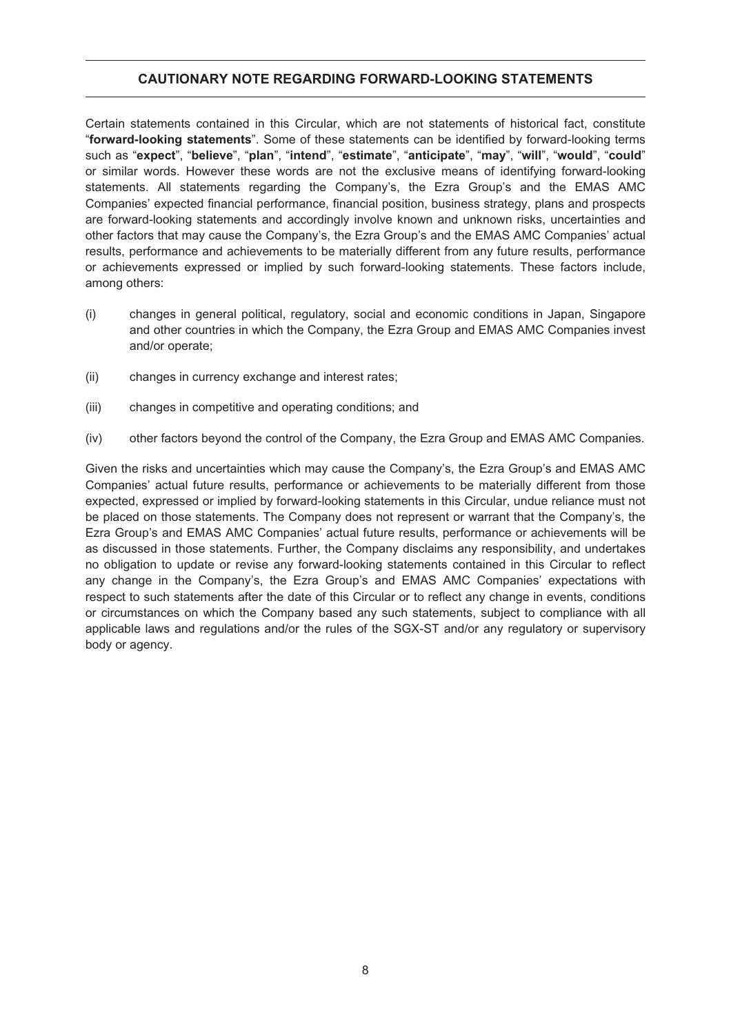## CAUTIONARY NOTE REGARDING FORWARD-LOOKING STATEMENTS

Certain statements contained in this Circular, which are not statements of historical fact, constitute "**forward-looking statements**". Some of these statements can be identified by forward-looking terms such as "**expect**", "**believe**", "**plan**", "**intend**", "**estimate**", "**anticipate**", "**may**", "**will**", "**would**", "**could**" or similar words. However these words are not the exclusive means of identifying forward-looking statements. All statements regarding the Company's, the Ezra Group's and the EMAS AMC Companies' expected financial performance, financial position, business strategy, plans and prospects are forward-looking statements and accordingly involve known and unknown risks, uncertainties and other factors that may cause the Company's, the Ezra Group's and the EMAS AMC Companies' actual results, performance and achievements to be materially different from any future results, performance or achievements expressed or implied by such forward-looking statements. These factors include, among others:

(i) changes in general political, regulatory, social and economic conditions in Japan, Singapore and other countries in which the Company, the Ezra Group and EMAS AMC Companies invest and/or operate;

(ii) changes in currency exchange and interest rates;

(iii) changes in competitive and operating conditions; and

(iv) other factors beyond the control of the Company, the Ezra Group and EMAS AMC Companies.

Given the risks and uncertainties which may cause the Company's, the Ezra Group's and EMAS AMC Companies' actual future results, performance or achievements to be materially different from those expected, expressed or implied by forward-looking statements in this Circular, undue reliance must not be placed on those statements. The Company does not represent or warrant that the Company's, the Ezra Group's and EMAS AMC Companies' actual future results, performance or achievements will be as discussed in those statements. Further, the Company disclaims any responsibility, and undertakes no obligation to update or revise any forward-looking statements contained in this Circular to reflect any change in the Company's, the Ezra Group's and EMAS AMC Companies' expectations with respect to such statements after the date of this Circular or to reflect any change in events, conditions or circumstances on which the Company based any such statements, subject to compliance with all applicable laws and regulations and/or the rules of the SGX-ST and/or any regulatory or supervisory body or agency.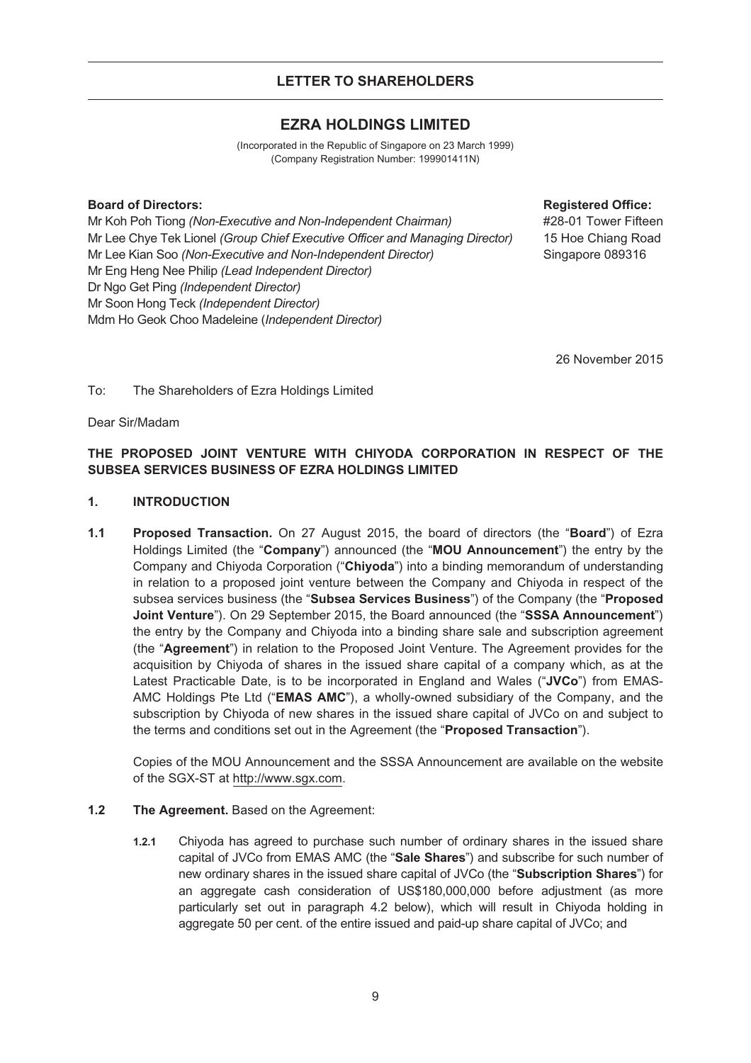## LETTER TO SHAREHOLDERS

## EZRA HOLDINGS LIMITED

(Incorporated in the Republic of Singapore on 23 March 1999)
(Company Registration Number: 199901411N)

**Board of Directors:**

Mr Koh Poh Tiong *(Non-Executive and Non-Independent Chairman)*
Mr Lee Chye Tek Lionel *(Group Chief Executive Officer and Managing Director)*
Mr Lee Kian Soo *(Non-Executive and Non-Independent Director)*
Mr Eng Heng Nee Philip *(Lead Independent Director)*
Dr Ngo Get Ping *(Independent Director)*
Mr Soon Hong Teck *(Independent Director)*
Mdm Ho Geok Choo Madeleine (*Independent Director)*

**Registered Office:**

#28-01 Tower Fifteen
15 Hoe Chiang Road
Singapore 089316

26 November 2015

To: The Shareholders of Ezra Holdings Limited

Dear Sir/Madam

**THE PROPOSED JOINT VENTURE WITH CHIYODA CORPORATION IN RESPECT OF THE SUBSEA SERVICES BUSINESS OF EZRA HOLDINGS LIMITED**

**1. INTRODUCTION**

**1.1 Proposed Transaction.** On 27 August 2015, the board of directors (the "**Board**") of Ezra Holdings Limited (the "**Company**") announced (the "**MOU Announcement**") the entry by the Company and Chiyoda Corporation ("**Chiyoda**") into a binding memorandum of understanding in relation to a proposed joint venture between the Company and Chiyoda in respect of the subsea services business (the "**Subsea Services Business**") of the Company (the "**Proposed Joint Venture**"). On 29 September 2015, the Board announced (the "**SSSA Announcement**") the entry by the Company and Chiyoda into a binding share sale and subscription agreement (the "**Agreement**") in relation to the Proposed Joint Venture. The Agreement provides for the acquisition by Chiyoda of shares in the issued share capital of a company which, as at the Latest Practicable Date, is to be incorporated in England and Wales ("**JVCo**") from EMAS-AMC Holdings Pte Ltd ("**EMAS AMC**"), a wholly-owned subsidiary of the Company, and the subscription by Chiyoda of new shares in the issued share capital of JVCo on and subject to the terms and conditions set out in the Agreement (the "**Proposed Transaction**").

Copies of the MOU Announcement and the SSSA Announcement are available on the website of the SGX-ST at http://www.sgx.com.

**1.2 The Agreement.** Based on the Agreement:

**1.2.1** Chiyoda has agreed to purchase such number of ordinary shares in the issued share capital of JVCo from EMAS AMC (the "**Sale Shares**") and subscribe for such number of new ordinary shares in the issued share capital of JVCo (the "**Subscription Shares**") for an aggregate cash consideration of US$180,000,000 before adjustment (as more particularly set out in paragraph 4.2 below), which will result in Chiyoda holding in aggregate 50 per cent. of the entire issued and paid-up share capital of JVCo; and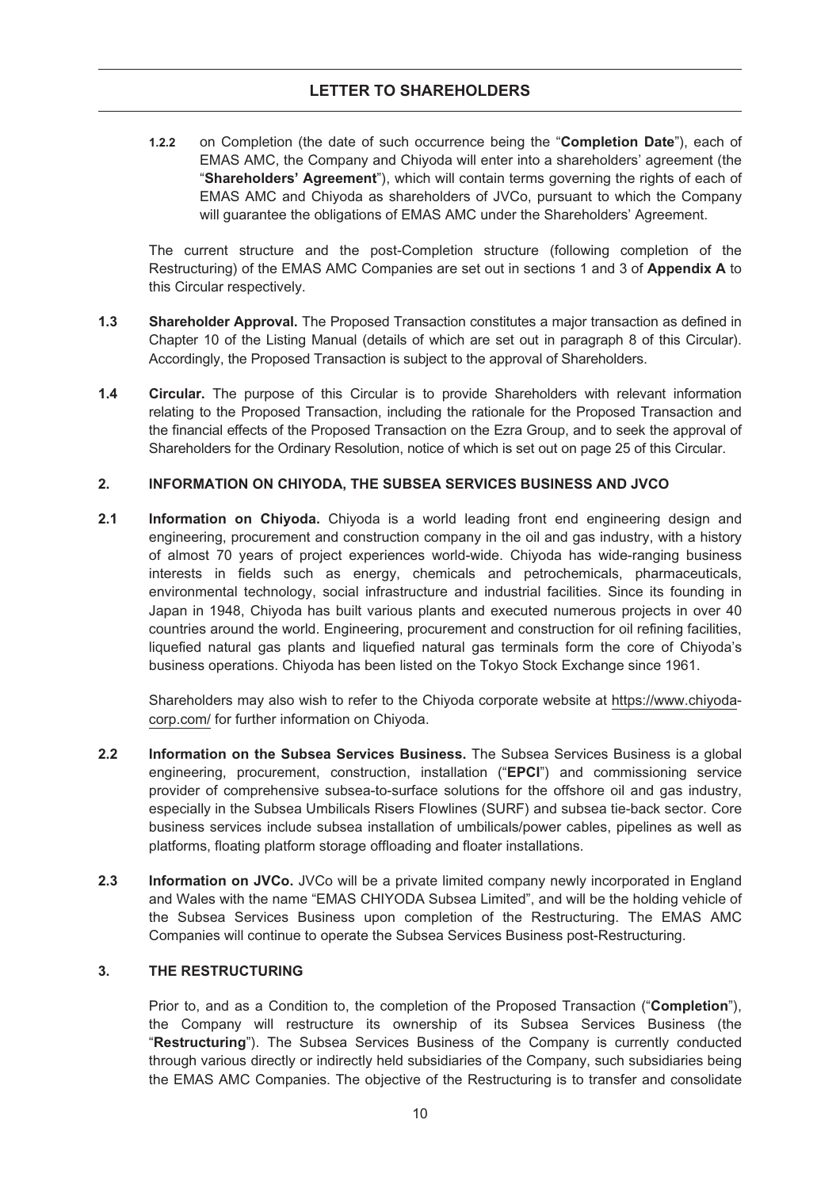**1.2.2** on Completion (the date of such occurrence being the "**Completion Date**"), each of EMAS AMC, the Company and Chiyoda will enter into a shareholders' agreement (the "**Shareholders' Agreement**"), which will contain terms governing the rights of each of EMAS AMC and Chiyoda as shareholders of JVCo, pursuant to which the Company will guarantee the obligations of EMAS AMC under the Shareholders' Agreement.

The current structure and the post-Completion structure (following completion of the Restructuring) of the EMAS AMC Companies are set out in sections 1 and 3 of **Appendix A** to this Circular respectively.

**1.3** **Shareholder Approval.** The Proposed Transaction constitutes a major transaction as defined in Chapter 10 of the Listing Manual (details of which are set out in paragraph 8 of this Circular). Accordingly, the Proposed Transaction is subject to the approval of Shareholders.

**1.4** **Circular.** The purpose of this Circular is to provide Shareholders with relevant information relating to the Proposed Transaction, including the rationale for the Proposed Transaction and the financial effects of the Proposed Transaction on the Ezra Group, and to seek the approval of Shareholders for the Ordinary Resolution, notice of which is set out on page 25 of this Circular.

## 2. INFORMATION ON CHIYODA, THE SUBSEA SERVICES BUSINESS AND JVCO

**2.1** **Information on Chiyoda.** Chiyoda is a world leading front end engineering design and engineering, procurement and construction company in the oil and gas industry, with a history of almost 70 years of project experiences world-wide. Chiyoda has wide-ranging business interests in fields such as energy, chemicals and petrochemicals, pharmaceuticals, environmental technology, social infrastructure and industrial facilities. Since its founding in Japan in 1948, Chiyoda has built various plants and executed numerous projects in over 40 countries around the world. Engineering, procurement and construction for oil refining facilities, liquefied natural gas plants and liquefied natural gas terminals form the core of Chiyoda's business operations. Chiyoda has been listed on the Tokyo Stock Exchange since 1961.

Shareholders may also wish to refer to the Chiyoda corporate website at https://www.chiyoda-corp.com/ for further information on Chiyoda.

**2.2** **Information on the Subsea Services Business.** The Subsea Services Business is a global engineering, procurement, construction, installation ("**EPCI**") and commissioning service provider of comprehensive subsea-to-surface solutions for the offshore oil and gas industry, especially in the Subsea Umbilicals Risers Flowlines (SURF) and subsea tie-back sector. Core business services include subsea installation of umbilicals/power cables, pipelines as well as platforms, floating platform storage offloading and floater installations.

**2.3** **Information on JVCo.** JVCo will be a private limited company newly incorporated in England and Wales with the name "EMAS CHIYODA Subsea Limited", and will be the holding vehicle of the Subsea Services Business upon completion of the Restructuring. The EMAS AMC Companies will continue to operate the Subsea Services Business post-Restructuring.

## 3. THE RESTRUCTURING

Prior to, and as a Condition to, the completion of the Proposed Transaction ("**Completion**"), the Company will restructure its ownership of its Subsea Services Business (the "**Restructuring**"). The Subsea Services Business of the Company is currently conducted through various directly or indirectly held subsidiaries of the Company, such subsidiaries being the EMAS AMC Companies. The objective of the Restructuring is to transfer and consolidate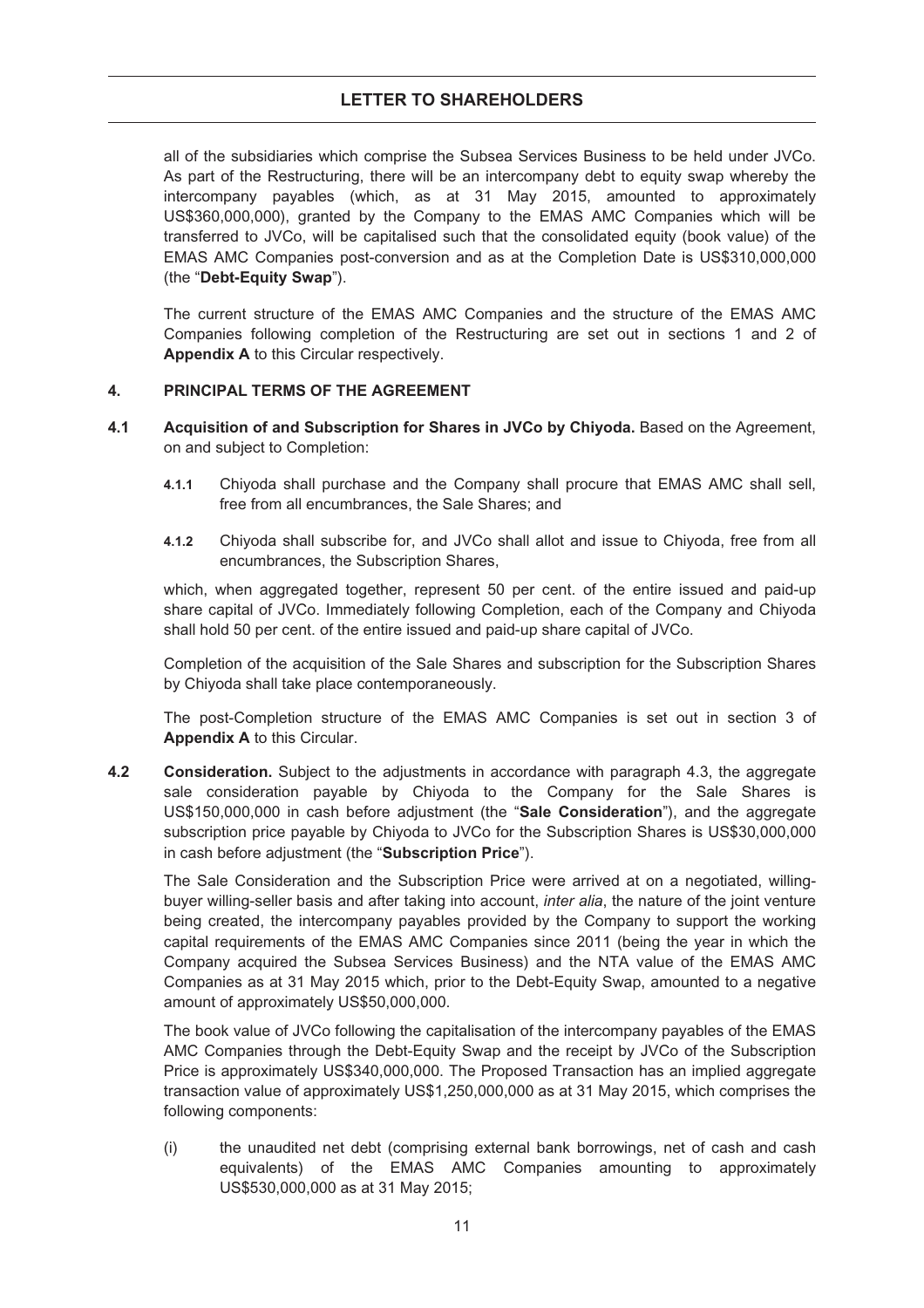all of the subsidiaries which comprise the Subsea Services Business to be held under JVCo. As part of the Restructuring, there will be an intercompany debt to equity swap whereby the intercompany payables (which, as at 31 May 2015, amounted to approximately US$360,000,000), granted by the Company to the EMAS AMC Companies which will be transferred to JVCo, will be capitalised such that the consolidated equity (book value) of the EMAS AMC Companies post-conversion and as at the Completion Date is US$310,000,000 (the "**Debt-Equity Swap**").

The current structure of the EMAS AMC Companies and the structure of the EMAS AMC Companies following completion of the Restructuring are set out in sections 1 and 2 of **Appendix A** to this Circular respectively.

## 4. PRINCIPAL TERMS OF THE AGREEMENT

**4.1 Acquisition of and Subscription for Shares in JVCo by Chiyoda.** Based on the Agreement, on and subject to Completion:

**4.1.1** Chiyoda shall purchase and the Company shall procure that EMAS AMC shall sell, free from all encumbrances, the Sale Shares; and

**4.1.2** Chiyoda shall subscribe for, and JVCo shall allot and issue to Chiyoda, free from all encumbrances, the Subscription Shares,

which, when aggregated together, represent 50 per cent. of the entire issued and paid-up share capital of JVCo. Immediately following Completion, each of the Company and Chiyoda shall hold 50 per cent. of the entire issued and paid-up share capital of JVCo.

Completion of the acquisition of the Sale Shares and subscription for the Subscription Shares by Chiyoda shall take place contemporaneously.

The post-Completion structure of the EMAS AMC Companies is set out in section 3 of **Appendix A** to this Circular.

**4.2 Consideration.** Subject to the adjustments in accordance with paragraph 4.3, the aggregate sale consideration payable by Chiyoda to the Company for the Sale Shares is US$150,000,000 in cash before adjustment (the "**Sale Consideration**"), and the aggregate subscription price payable by Chiyoda to JVCo for the Subscription Shares is US$30,000,000 in cash before adjustment (the "**Subscription Price**").

The Sale Consideration and the Subscription Price were arrived at on a negotiated, willing-buyer willing-seller basis and after taking into account, *inter alia*, the nature of the joint venture being created, the intercompany payables provided by the Company to support the working capital requirements of the EMAS AMC Companies since 2011 (being the year in which the Company acquired the Subsea Services Business) and the NTA value of the EMAS AMC Companies as at 31 May 2015 which, prior to the Debt-Equity Swap, amounted to a negative amount of approximately US$50,000,000.

The book value of JVCo following the capitalisation of the intercompany payables of the EMAS AMC Companies through the Debt-Equity Swap and the receipt by JVCo of the Subscription Price is approximately US$340,000,000. The Proposed Transaction has an implied aggregate transaction value of approximately US$1,250,000,000 as at 31 May 2015, which comprises the following components:

(i) the unaudited net debt (comprising external bank borrowings, net of cash and cash equivalents) of the EMAS AMC Companies amounting to approximately US$530,000,000 as at 31 May 2015;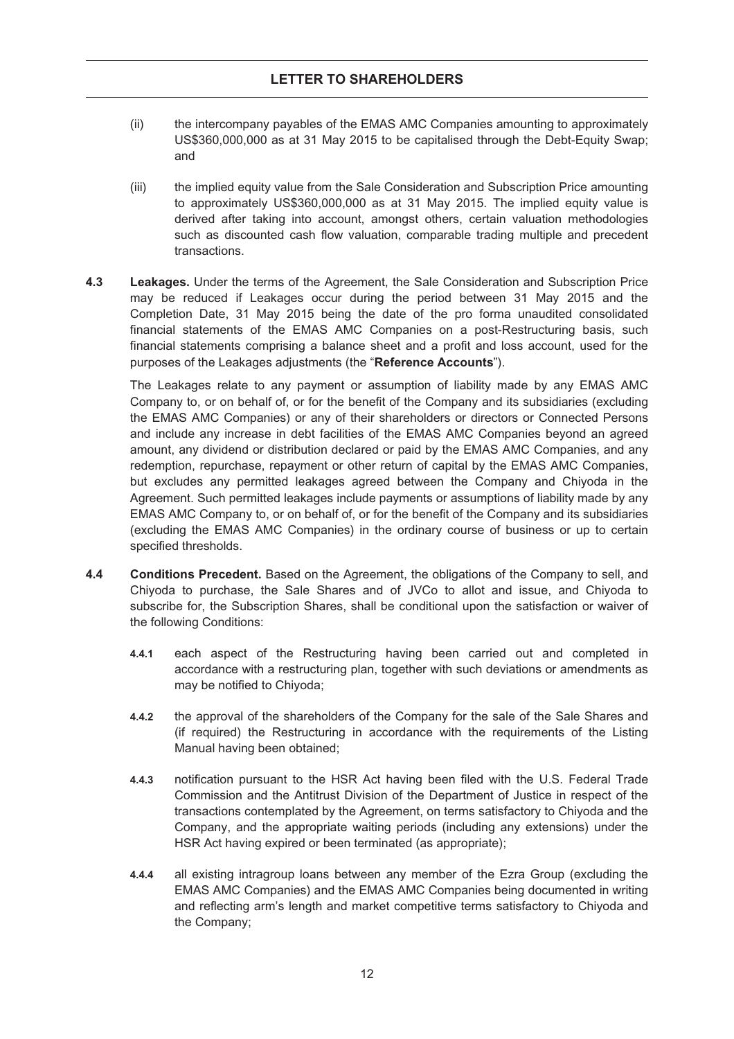(ii) the intercompany payables of the EMAS AMC Companies amounting to approximately US$360,000,000 as at 31 May 2015 to be capitalised through the Debt-Equity Swap; and

(iii) the implied equity value from the Sale Consideration and Subscription Price amounting to approximately US$360,000,000 as at 31 May 2015. The implied equity value is derived after taking into account, amongst others, certain valuation methodologies such as discounted cash flow valuation, comparable trading multiple and precedent transactions.

**4.3 Leakages.** Under the terms of the Agreement, the Sale Consideration and Subscription Price may be reduced if Leakages occur during the period between 31 May 2015 and the Completion Date, 31 May 2015 being the date of the pro forma unaudited consolidated financial statements of the EMAS AMC Companies on a post-Restructuring basis, such financial statements comprising a balance sheet and a profit and loss account, used for the purposes of the Leakages adjustments (the "**Reference Accounts**").

The Leakages relate to any payment or assumption of liability made by any EMAS AMC Company to, or on behalf of, or for the benefit of the Company and its subsidiaries (excluding the EMAS AMC Companies) or any of their shareholders or directors or Connected Persons and include any increase in debt facilities of the EMAS AMC Companies beyond an agreed amount, any dividend or distribution declared or paid by the EMAS AMC Companies, and any redemption, repurchase, repayment or other return of capital by the EMAS AMC Companies, but excludes any permitted leakages agreed between the Company and Chiyoda in the Agreement. Such permitted leakages include payments or assumptions of liability made by any EMAS AMC Company to, or on behalf of, or for the benefit of the Company and its subsidiaries (excluding the EMAS AMC Companies) in the ordinary course of business or up to certain specified thresholds.

**4.4 Conditions Precedent.** Based on the Agreement, the obligations of the Company to sell, and Chiyoda to purchase, the Sale Shares and of JVCo to allot and issue, and Chiyoda to subscribe for, the Subscription Shares, shall be conditional upon the satisfaction or waiver of the following Conditions:

**4.4.1** each aspect of the Restructuring having been carried out and completed in accordance with a restructuring plan, together with such deviations or amendments as may be notified to Chiyoda;

**4.4.2** the approval of the shareholders of the Company for the sale of the Sale Shares and (if required) the Restructuring in accordance with the requirements of the Listing Manual having been obtained;

**4.4.3** notification pursuant to the HSR Act having been filed with the U.S. Federal Trade Commission and the Antitrust Division of the Department of Justice in respect of the transactions contemplated by the Agreement, on terms satisfactory to Chiyoda and the Company, and the appropriate waiting periods (including any extensions) under the HSR Act having expired or been terminated (as appropriate);

**4.4.4** all existing intragroup loans between any member of the Ezra Group (excluding the EMAS AMC Companies) and the EMAS AMC Companies being documented in writing and reflecting arm's length and market competitive terms satisfactory to Chiyoda and the Company;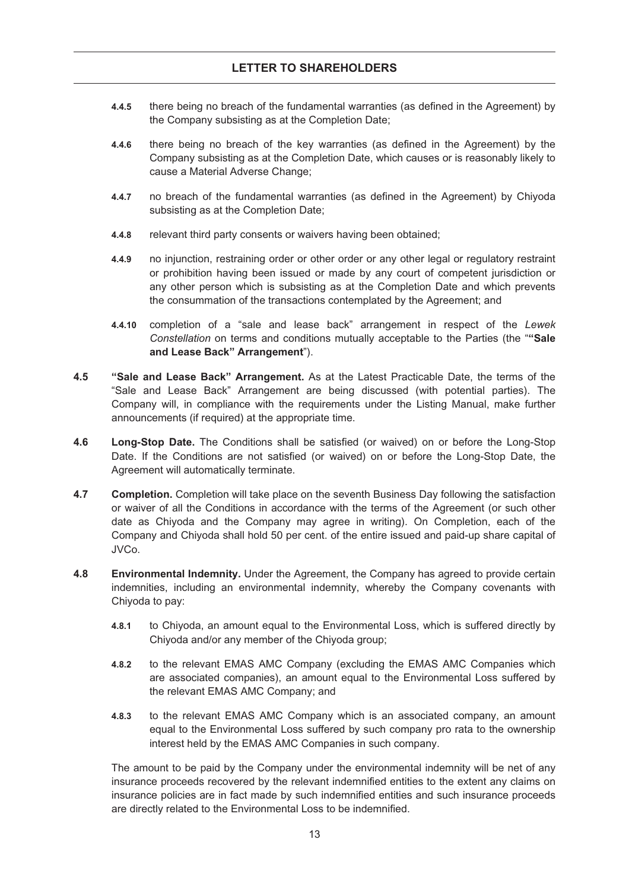**4.4.5** there being no breach of the fundamental warranties (as defined in the Agreement) by the Company subsisting as at the Completion Date;

**4.4.6** there being no breach of the key warranties (as defined in the Agreement) by the Company subsisting as at the Completion Date, which causes or is reasonably likely to cause a Material Adverse Change;

**4.4.7** no breach of the fundamental warranties (as defined in the Agreement) by Chiyoda subsisting as at the Completion Date;

**4.4.8** relevant third party consents or waivers having been obtained;

**4.4.9** no injunction, restraining order or other order or any other legal or regulatory restraint or prohibition having been issued or made by any court of competent jurisdiction or any other person which is subsisting as at the Completion Date and which prevents the consummation of the transactions contemplated by the Agreement; and

**4.4.10** completion of a "sale and lease back" arrangement in respect of the *Lewek Constellation* on terms and conditions mutually acceptable to the Parties (the "**"Sale and Lease Back" Arrangement**").

**4.5** **"Sale and Lease Back" Arrangement.** As at the Latest Practicable Date, the terms of the "Sale and Lease Back" Arrangement are being discussed (with potential parties). The Company will, in compliance with the requirements under the Listing Manual, make further announcements (if required) at the appropriate time.

**4.6** **Long-Stop Date.** The Conditions shall be satisfied (or waived) on or before the Long-Stop Date. If the Conditions are not satisfied (or waived) on or before the Long-Stop Date, the Agreement will automatically terminate.

**4.7** **Completion.** Completion will take place on the seventh Business Day following the satisfaction or waiver of all the Conditions in accordance with the terms of the Agreement (or such other date as Chiyoda and the Company may agree in writing). On Completion, each of the Company and Chiyoda shall hold 50 per cent. of the entire issued and paid-up share capital of JVCo.

**4.8** **Environmental Indemnity.** Under the Agreement, the Company has agreed to provide certain indemnities, including an environmental indemnity, whereby the Company covenants with Chiyoda to pay:

**4.8.1** to Chiyoda, an amount equal to the Environmental Loss, which is suffered directly by Chiyoda and/or any member of the Chiyoda group;

**4.8.2** to the relevant EMAS AMC Company (excluding the EMAS AMC Companies which are associated companies), an amount equal to the Environmental Loss suffered by the relevant EMAS AMC Company; and

**4.8.3** to the relevant EMAS AMC Company which is an associated company, an amount equal to the Environmental Loss suffered by such company pro rata to the ownership interest held by the EMAS AMC Companies in such company.

The amount to be paid by the Company under the environmental indemnity will be net of any insurance proceeds recovered by the relevant indemnified entities to the extent any claims on insurance policies are in fact made by such indemnified entities and such insurance proceeds are directly related to the Environmental Loss to be indemnified.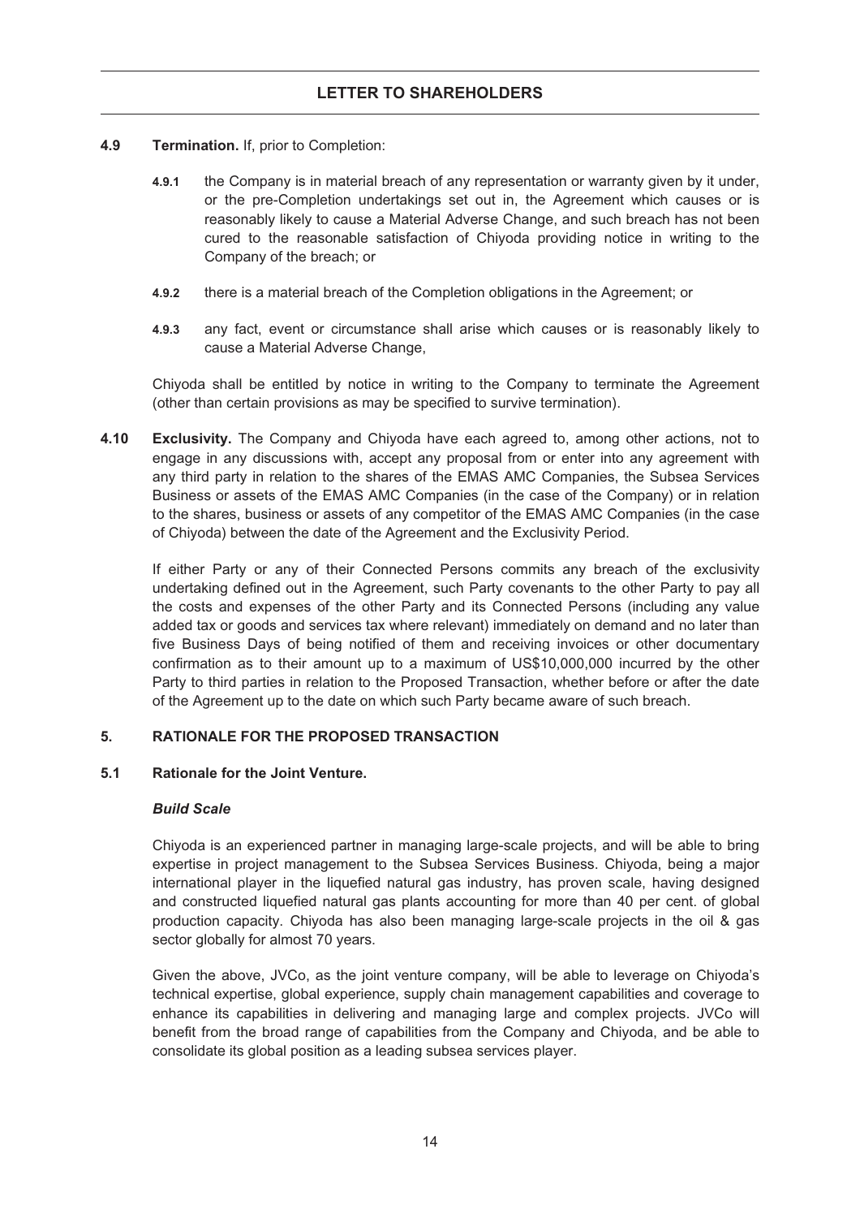**4.9 Termination.** If, prior to Completion:

**4.9.1** the Company is in material breach of any representation or warranty given by it under, or the pre-Completion undertakings set out in, the Agreement which causes or is reasonably likely to cause a Material Adverse Change, and such breach has not been cured to the reasonable satisfaction of Chiyoda providing notice in writing to the Company of the breach; or

**4.9.2** there is a material breach of the Completion obligations in the Agreement; or

**4.9.3** any fact, event or circumstance shall arise which causes or is reasonably likely to cause a Material Adverse Change,

Chiyoda shall be entitled by notice in writing to the Company to terminate the Agreement (other than certain provisions as may be specified to survive termination).

**4.10 Exclusivity.** The Company and Chiyoda have each agreed to, among other actions, not to engage in any discussions with, accept any proposal from or enter into any agreement with any third party in relation to the shares of the EMAS AMC Companies, the Subsea Services Business or assets of the EMAS AMC Companies (in the case of the Company) or in relation to the shares, business or assets of any competitor of the EMAS AMC Companies (in the case of Chiyoda) between the date of the Agreement and the Exclusivity Period.

If either Party or any of their Connected Persons commits any breach of the exclusivity undertaking defined out in the Agreement, such Party covenants to the other Party to pay all the costs and expenses of the other Party and its Connected Persons (including any value added tax or goods and services tax where relevant) immediately on demand and no later than five Business Days of being notified of them and receiving invoices or other documentary confirmation as to their amount up to a maximum of US$10,000,000 incurred by the other Party to third parties in relation to the Proposed Transaction, whether before or after the date of the Agreement up to the date on which such Party became aware of such breach.

## 5. RATIONALE FOR THE PROPOSED TRANSACTION

### 5.1 Rationale for the Joint Venture.

***Build Scale***

Chiyoda is an experienced partner in managing large-scale projects, and will be able to bring expertise in project management to the Subsea Services Business. Chiyoda, being a major international player in the liquefied natural gas industry, has proven scale, having designed and constructed liquefied natural gas plants accounting for more than 40 per cent. of global production capacity. Chiyoda has also been managing large-scale projects in the oil & gas sector globally for almost 70 years.

Given the above, JVCo, as the joint venture company, will be able to leverage on Chiyoda's technical expertise, global experience, supply chain management capabilities and coverage to enhance its capabilities in delivering and managing large and complex projects. JVCo will benefit from the broad range of capabilities from the Company and Chiyoda, and be able to consolidate its global position as a leading subsea services player.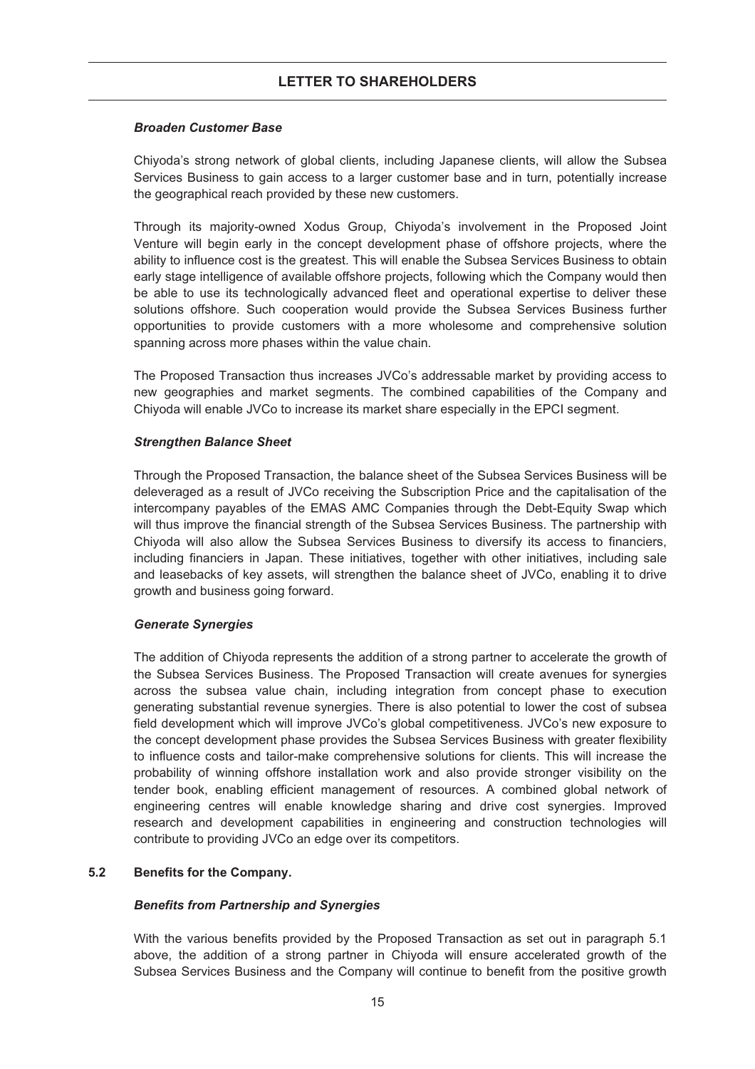#### *Broaden Customer Base*

Chiyoda's strong network of global clients, including Japanese clients, will allow the Subsea Services Business to gain access to a larger customer base and in turn, potentially increase the geographical reach provided by these new customers.

Through its majority-owned Xodus Group, Chiyoda's involvement in the Proposed Joint Venture will begin early in the concept development phase of offshore projects, where the ability to influence cost is the greatest. This will enable the Subsea Services Business to obtain early stage intelligence of available offshore projects, following which the Company would then be able to use its technologically advanced fleet and operational expertise to deliver these solutions offshore. Such cooperation would provide the Subsea Services Business further opportunities to provide customers with a more wholesome and comprehensive solution spanning across more phases within the value chain.

The Proposed Transaction thus increases JVCo's addressable market by providing access to new geographies and market segments. The combined capabilities of the Company and Chiyoda will enable JVCo to increase its market share especially in the EPCI segment.

#### *Strengthen Balance Sheet*

Through the Proposed Transaction, the balance sheet of the Subsea Services Business will be deleveraged as a result of JVCo receiving the Subscription Price and the capitalisation of the intercompany payables of the EMAS AMC Companies through the Debt-Equity Swap which will thus improve the financial strength of the Subsea Services Business. The partnership with Chiyoda will also allow the Subsea Services Business to diversify its access to financiers, including financiers in Japan. These initiatives, together with other initiatives, including sale and leasebacks of key assets, will strengthen the balance sheet of JVCo, enabling it to drive growth and business going forward.

#### *Generate Synergies*

The addition of Chiyoda represents the addition of a strong partner to accelerate the growth of the Subsea Services Business. The Proposed Transaction will create avenues for synergies across the subsea value chain, including integration from concept phase to execution generating substantial revenue synergies. There is also potential to lower the cost of subsea field development which will improve JVCo's global competitiveness. JVCo's new exposure to the concept development phase provides the Subsea Services Business with greater flexibility to influence costs and tailor-make comprehensive solutions for clients. This will increase the probability of winning offshore installation work and also provide stronger visibility on the tender book, enabling efficient management of resources. A combined global network of engineering centres will enable knowledge sharing and drive cost synergies. Improved research and development capabilities in engineering and construction technologies will contribute to providing JVCo an edge over its competitors.

### 5.2 Benefits for the Company.

#### *Benefits from Partnership and Synergies*

With the various benefits provided by the Proposed Transaction as set out in paragraph 5.1 above, the addition of a strong partner in Chiyoda will ensure accelerated growth of the Subsea Services Business and the Company will continue to benefit from the positive growth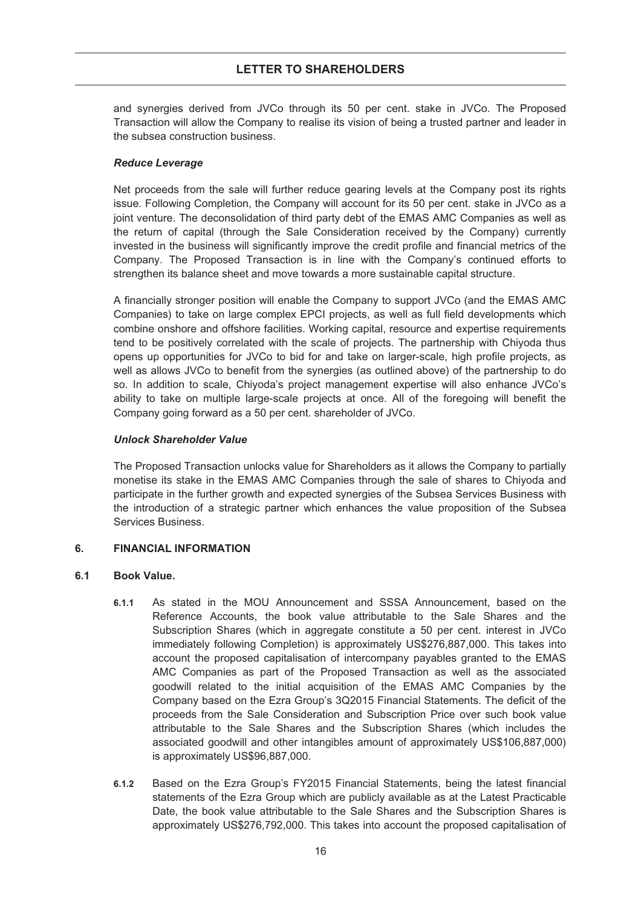and synergies derived from JVCo through its 50 per cent. stake in JVCo. The Proposed Transaction will allow the Company to realise its vision of being a trusted partner and leader in the subsea construction business.

***Reduce Leverage***

Net proceeds from the sale will further reduce gearing levels at the Company post its rights issue. Following Completion, the Company will account for its 50 per cent. stake in JVCo as a joint venture. The deconsolidation of third party debt of the EMAS AMC Companies as well as the return of capital (through the Sale Consideration received by the Company) currently invested in the business will significantly improve the credit profile and financial metrics of the Company. The Proposed Transaction is in line with the Company's continued efforts to strengthen its balance sheet and move towards a more sustainable capital structure.

A financially stronger position will enable the Company to support JVCo (and the EMAS AMC Companies) to take on large complex EPCI projects, as well as full field developments which combine onshore and offshore facilities. Working capital, resource and expertise requirements tend to be positively correlated with the scale of projects. The partnership with Chiyoda thus opens up opportunities for JVCo to bid for and take on larger-scale, high profile projects, as well as allows JVCo to benefit from the synergies (as outlined above) of the partnership to do so. In addition to scale, Chiyoda's project management expertise will also enhance JVCo's ability to take on multiple large-scale projects at once. All of the foregoing will benefit the Company going forward as a 50 per cent. shareholder of JVCo.

***Unlock Shareholder Value***

The Proposed Transaction unlocks value for Shareholders as it allows the Company to partially monetise its stake in the EMAS AMC Companies through the sale of shares to Chiyoda and participate in the further growth and expected synergies of the Subsea Services Business with the introduction of a strategic partner which enhances the value proposition of the Subsea Services Business.

## 6. FINANCIAL INFORMATION

### 6.1 Book Value.

**6.1.1** As stated in the MOU Announcement and SSSA Announcement, based on the Reference Accounts, the book value attributable to the Sale Shares and the Subscription Shares (which in aggregate constitute a 50 per cent. interest in JVCo immediately following Completion) is approximately US$276,887,000. This takes into account the proposed capitalisation of intercompany payables granted to the EMAS AMC Companies as part of the Proposed Transaction as well as the associated goodwill related to the initial acquisition of the EMAS AMC Companies by the Company based on the Ezra Group's 3Q2015 Financial Statements. The deficit of the proceeds from the Sale Consideration and Subscription Price over such book value attributable to the Sale Shares and the Subscription Shares (which includes the associated goodwill and other intangibles amount of approximately US$106,887,000) is approximately US$96,887,000.

**6.1.2** Based on the Ezra Group's FY2015 Financial Statements, being the latest financial statements of the Ezra Group which are publicly available as at the Latest Practicable Date, the book value attributable to the Sale Shares and the Subscription Shares is approximately US$276,792,000. This takes into account the proposed capitalisation of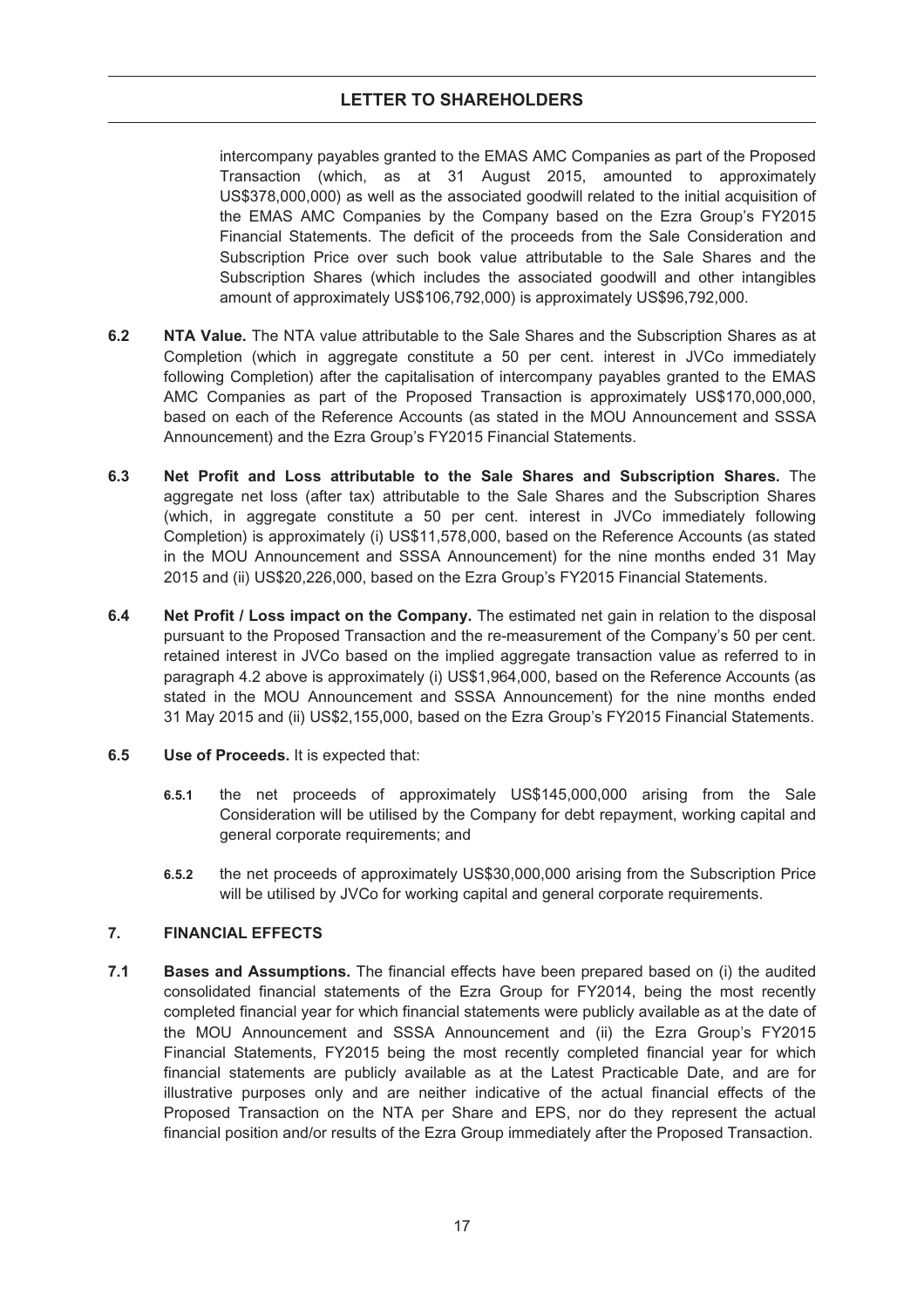intercompany payables granted to the EMAS AMC Companies as part of the Proposed Transaction (which, as at 31 August 2015, amounted to approximately US$378,000,000) as well as the associated goodwill related to the initial acquisition of the EMAS AMC Companies by the Company based on the Ezra Group's FY2015 Financial Statements. The deficit of the proceeds from the Sale Consideration and Subscription Price over such book value attributable to the Sale Shares and the Subscription Shares (which includes the associated goodwill and other intangibles amount of approximately US$106,792,000) is approximately US$96,792,000.

**6.2 NTA Value.** The NTA value attributable to the Sale Shares and the Subscription Shares as at Completion (which in aggregate constitute a 50 per cent. interest in JVCo immediately following Completion) after the capitalisation of intercompany payables granted to the EMAS AMC Companies as part of the Proposed Transaction is approximately US$170,000,000, based on each of the Reference Accounts (as stated in the MOU Announcement and SSSA Announcement) and the Ezra Group's FY2015 Financial Statements.

**6.3 Net Profit and Loss attributable to the Sale Shares and Subscription Shares.** The aggregate net loss (after tax) attributable to the Sale Shares and the Subscription Shares (which, in aggregate constitute a 50 per cent. interest in JVCo immediately following Completion) is approximately (i) US$11,578,000, based on the Reference Accounts (as stated in the MOU Announcement and SSSA Announcement) for the nine months ended 31 May 2015 and (ii) US$20,226,000, based on the Ezra Group's FY2015 Financial Statements.

**6.4 Net Profit / Loss impact on the Company.** The estimated net gain in relation to the disposal pursuant to the Proposed Transaction and the re-measurement of the Company's 50 per cent. retained interest in JVCo based on the implied aggregate transaction value as referred to in paragraph 4.2 above is approximately (i) US$1,964,000, based on the Reference Accounts (as stated in the MOU Announcement and SSSA Announcement) for the nine months ended 31 May 2015 and (ii) US$2,155,000, based on the Ezra Group's FY2015 Financial Statements.

**6.5 Use of Proceeds.** It is expected that:

**6.5.1** the net proceeds of approximately US$145,000,000 arising from the Sale Consideration will be utilised by the Company for debt repayment, working capital and general corporate requirements; and

**6.5.2** the net proceeds of approximately US$30,000,000 arising from the Subscription Price will be utilised by JVCo for working capital and general corporate requirements.

## 7. FINANCIAL EFFECTS

**7.1 Bases and Assumptions.** The financial effects have been prepared based on (i) the audited consolidated financial statements of the Ezra Group for FY2014, being the most recently completed financial year for which financial statements were publicly available as at the date of the MOU Announcement and SSSA Announcement and (ii) the Ezra Group's FY2015 Financial Statements, FY2015 being the most recently completed financial year for which financial statements are publicly available as at the Latest Practicable Date, and are for illustrative purposes only and are neither indicative of the actual financial effects of the Proposed Transaction on the NTA per Share and EPS, nor do they represent the actual financial position and/or results of the Ezra Group immediately after the Proposed Transaction.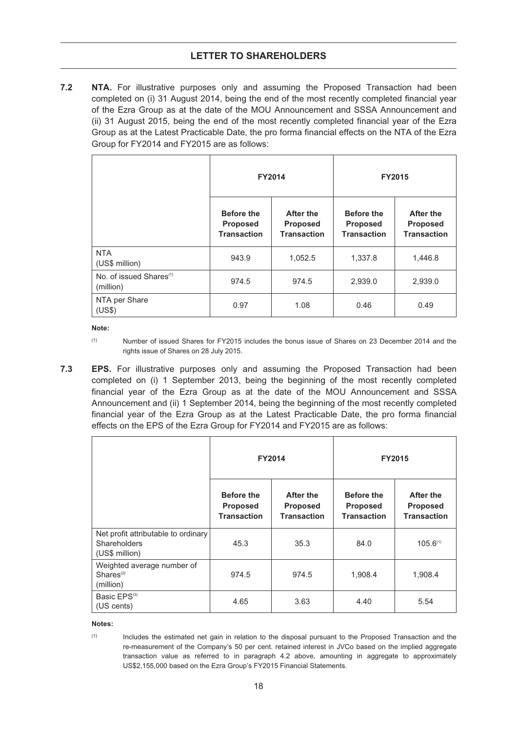**7.2 NTA.** For illustrative purposes only and assuming the Proposed Transaction had been completed on (i) 31 August 2014, being the end of the most recently completed financial year of the Ezra Group as at the date of the MOU Announcement and SSSA Announcement and (ii) 31 August 2015, being the end of the most recently completed financial year of the Ezra Group as at the Latest Practicable Date, the pro forma financial effects on the NTA of the Ezra Group for FY2014 and FY2015 are as follows:

| | FY2014 | | FY2015 | |
|---|---|---|---|---|
| | Before the Proposed Transaction | After the Proposed Transaction | Before the Proposed Transaction | After the Proposed Transaction |
| NTA (US$ million) | 943.9 | 1,052.5 | 1,337.8 | 1,446.8 |
| No. of issued Shares[(1)] (million) | 974.5 | 974.5 | 2,939.0 | 2,939.0 |
| NTA per Share (US$) | 0.97 | 1.08 | 0.46 | 0.49 |

**Note:**

(1) Number of issued Shares for FY2015 includes the bonus issue of Shares on 23 December 2014 and the rights issue of Shares on 28 July 2015.

**7.3 EPS.** For illustrative purposes only and assuming the Proposed Transaction had been completed on (i) 1 September 2013, being the beginning of the most recently completed financial year of the Ezra Group as at the date of the MOU Announcement and SSSA Announcement and (ii) 1 September 2014, being the beginning of the most recently completed financial year of the Ezra Group as at the Latest Practicable Date, the pro forma financial effects on the EPS of the Ezra Group for FY2014 and FY2015 are as follows:

| | FY2014 | | FY2015 | |
|---|---|---|---|---|
| | Before the Proposed Transaction | After the Proposed Transaction | Before the Proposed Transaction | After the Proposed Transaction |
| Net profit attributable to ordinary Shareholders (US$ million) | 45.3 | 35.3 | 84.0 | 105.6[(1)] |
| Weighted average number of Shares[(2)] (million) | 974.5 | 974.5 | 1,908.4 | 1,908.4 |
| Basic EPS[(3)] (US cents) | 4.65 | 3.63 | 4.40 | 5.54 |

**Notes:**

(1) Includes the estimated net gain in relation to the disposal pursuant to the Proposed Transaction and the re-measurement of the Company's 50 per cent. retained interest in JVCo based on the implied aggregate transaction value as referred to in paragraph 4.2 above, amounting in aggregate to approximately US$2,155,000 based on the Ezra Group's FY2015 Financial Statements.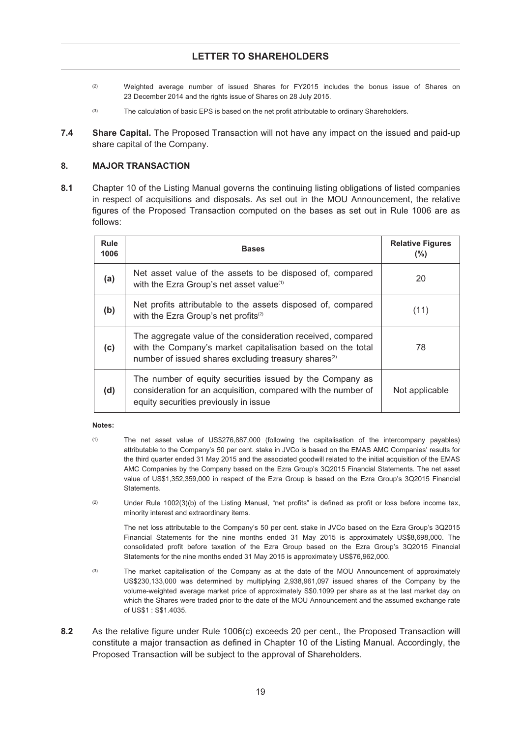(2) Weighted average number of issued Shares for FY2015 includes the bonus issue of Shares on 23 December 2014 and the rights issue of Shares on 28 July 2015.

(3) The calculation of basic EPS is based on the net profit attributable to ordinary Shareholders.

**7.4 Share Capital.** The Proposed Transaction will not have any impact on the issued and paid-up share capital of the Company.

## 8. MAJOR TRANSACTION

**8.1** Chapter 10 of the Listing Manual governs the continuing listing obligations of listed companies in respect of acquisitions and disposals. As set out in the MOU Announcement, the relative figures of the Proposed Transaction computed on the bases as set out in Rule 1006 are as follows:

| Rule 1006 | Bases | Relative Figures (%) |
|---|---|---|
| (a) | Net asset value of the assets to be disposed of, compared with the Ezra Group's net asset value[(1)] | 20 |
| (b) | Net profits attributable to the assets disposed of, compared with the Ezra Group's net profits[(2)] | (11) |
| (c) | The aggregate value of the consideration received, compared with the Company's market capitalisation based on the total number of issued shares excluding treasury shares[(3)] | 78 |
| (d) | The number of equity securities issued by the Company as consideration for an acquisition, compared with the number of equity securities previously in issue | Not applicable |

**Notes:**

(1) The net asset value of US$276,887,000 (following the capitalisation of the intercompany payables) attributable to the Company's 50 per cent. stake in JVCo is based on the EMAS AMC Companies' results for the third quarter ended 31 May 2015 and the associated goodwill related to the initial acquisition of the EMAS AMC Companies by the Company based on the Ezra Group's 3Q2015 Financial Statements. The net asset value of US$1,352,359,000 in respect of the Ezra Group is based on the Ezra Group's 3Q2015 Financial Statements.

(2) Under Rule 1002(3)(b) of the Listing Manual, "net profits" is defined as profit or loss before income tax, minority interest and extraordinary items.

The net loss attributable to the Company's 50 per cent. stake in JVCo based on the Ezra Group's 3Q2015 Financial Statements for the nine months ended 31 May 2015 is approximately US$8,698,000. The consolidated profit before taxation of the Ezra Group based on the Ezra Group's 3Q2015 Financial Statements for the nine months ended 31 May 2015 is approximately US$76,962,000.

(3) The market capitalisation of the Company as at the date of the MOU Announcement of approximately US$230,133,000 was determined by multiplying 2,938,961,097 issued shares of the Company by the volume-weighted average market price of approximately S$0.1099 per share as at the last market day on which the Shares were traded prior to the date of the MOU Announcement and the assumed exchange rate of US$1 : S$1.4035.

**8.2** As the relative figure under Rule 1006(c) exceeds 20 per cent., the Proposed Transaction will constitute a major transaction as defined in Chapter 10 of the Listing Manual. Accordingly, the Proposed Transaction will be subject to the approval of Shareholders.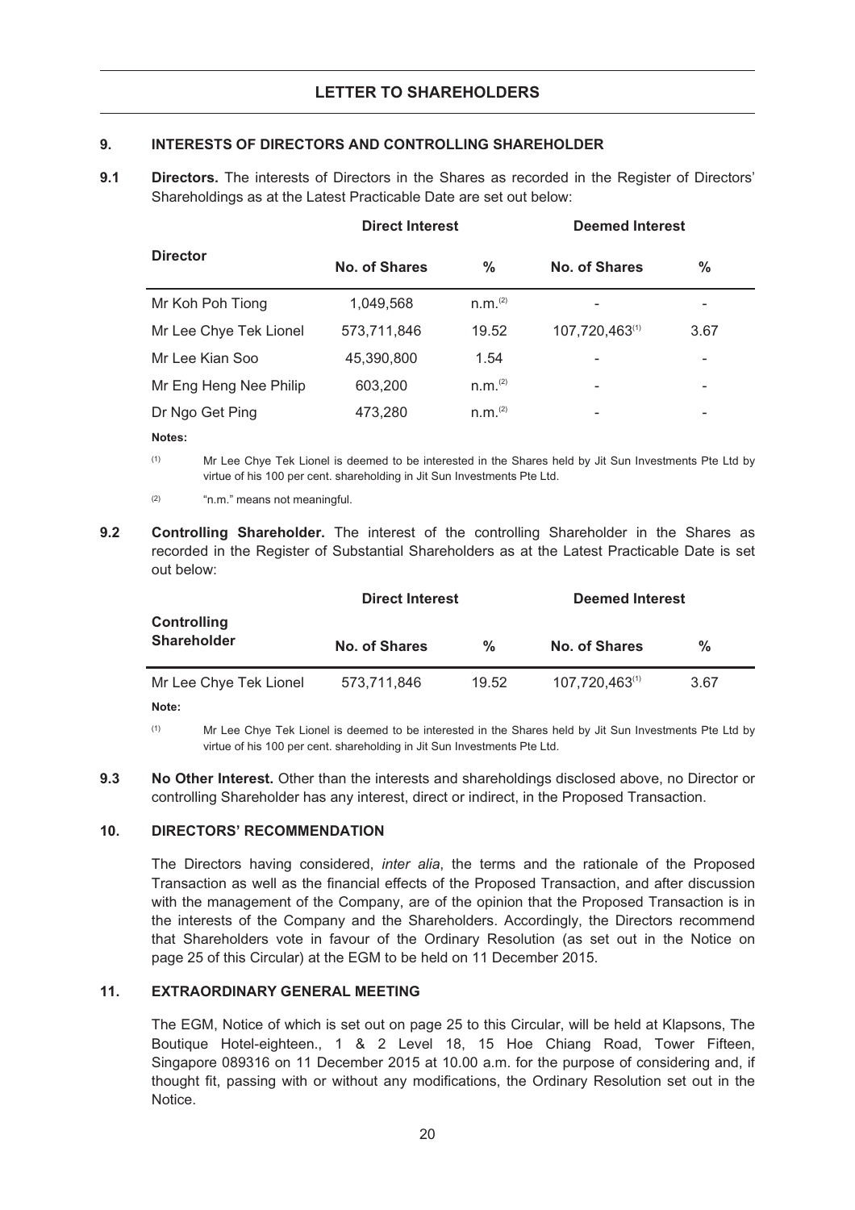## 9. INTERESTS OF DIRECTORS AND CONTROLLING SHAREHOLDER

**9.1** **Directors.** The interests of Directors in the Shares as recorded in the Register of Directors' Shareholdings as at the Latest Practicable Date are set out below:

| Director | Direct Interest | | Deemed Interest | |
|---|---|---|---|---|
| | No. of Shares | % | No. of Shares | % |
| Mr Koh Poh Tiong | 1,049,568 | n.m.[2] | - | - |
| Mr Lee Chye Tek Lionel | 573,711,846 | 19.52 | 107,720,463[1] | 3.67 |
| Mr Lee Kian Soo | 45,390,800 | 1.54 | - | - |
| Mr Eng Heng Nee Philip | 603,200 | n.m.[2] | - | - |
| Dr Ngo Get Ping | 473,280 | n.m.[2] | - | - |

**Notes:**

(1) Mr Lee Chye Tek Lionel is deemed to be interested in the Shares held by Jit Sun Investments Pte Ltd by virtue of his 100 per cent. shareholding in Jit Sun Investments Pte Ltd.

(2) "n.m." means not meaningful.

**9.2** **Controlling Shareholder.** The interest of the controlling Shareholder in the Shares as recorded in the Register of Substantial Shareholders as at the Latest Practicable Date is set out below:

| Controlling Shareholder | Direct Interest | | Deemed Interest | |
|---|---|---|---|---|
| | No. of Shares | % | No. of Shares | % |
| Mr Lee Chye Tek Lionel | 573,711,846 | 19.52 | 107,720,463[1] | 3.67 |

**Note:**

(1) Mr Lee Chye Tek Lionel is deemed to be interested in the Shares held by Jit Sun Investments Pte Ltd by virtue of his 100 per cent. shareholding in Jit Sun Investments Pte Ltd.

**9.3** **No Other Interest.** Other than the interests and shareholdings disclosed above, no Director or controlling Shareholder has any interest, direct or indirect, in the Proposed Transaction.

## 10. DIRECTORS' RECOMMENDATION

The Directors having considered, *inter alia*, the terms and the rationale of the Proposed Transaction as well as the financial effects of the Proposed Transaction, and after discussion with the management of the Company, are of the opinion that the Proposed Transaction is in the interests of the Company and the Shareholders. Accordingly, the Directors recommend that Shareholders vote in favour of the Ordinary Resolution (as set out in the Notice on page 25 of this Circular) at the EGM to be held on 11 December 2015.

## 11. EXTRAORDINARY GENERAL MEETING

The EGM, Notice of which is set out on page 25 to this Circular, will be held at Klapsons, The Boutique Hotel-eighteen., 1 & 2 Level 18, 15 Hoe Chiang Road, Tower Fifteen, Singapore 089316 on 11 December 2015 at 10.00 a.m. for the purpose of considering and, if thought fit, passing with or without any modifications, the Ordinary Resolution set out in the Notice.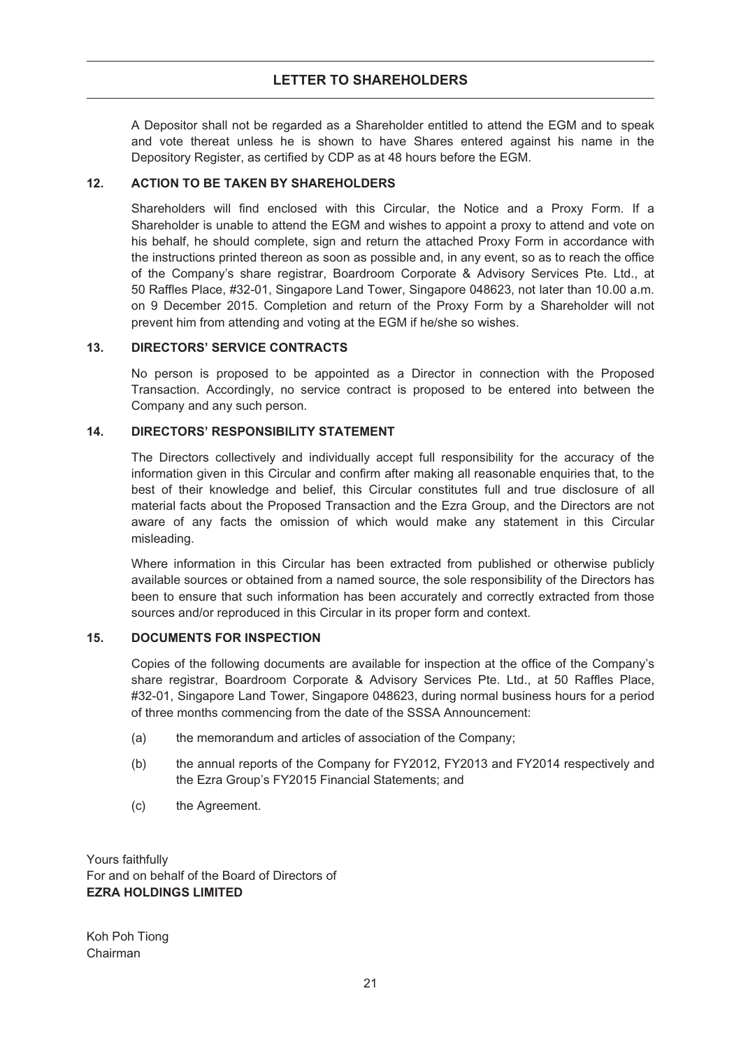A Depositor shall not be regarded as a Shareholder entitled to attend the EGM and to speak and vote thereat unless he is shown to have Shares entered against his name in the Depository Register, as certified by CDP as at 48 hours before the EGM.

## 12. ACTION TO BE TAKEN BY SHAREHOLDERS

Shareholders will find enclosed with this Circular, the Notice and a Proxy Form. If a Shareholder is unable to attend the EGM and wishes to appoint a proxy to attend and vote on his behalf, he should complete, sign and return the attached Proxy Form in accordance with the instructions printed thereon as soon as possible and, in any event, so as to reach the office of the Company's share registrar, Boardroom Corporate & Advisory Services Pte. Ltd., at 50 Raffles Place, #32-01, Singapore Land Tower, Singapore 048623, not later than 10.00 a.m. on 9 December 2015. Completion and return of the Proxy Form by a Shareholder will not prevent him from attending and voting at the EGM if he/she so wishes.

## 13. DIRECTORS' SERVICE CONTRACTS

No person is proposed to be appointed as a Director in connection with the Proposed Transaction. Accordingly, no service contract is proposed to be entered into between the Company and any such person.

## 14. DIRECTORS' RESPONSIBILITY STATEMENT

The Directors collectively and individually accept full responsibility for the accuracy of the information given in this Circular and confirm after making all reasonable enquiries that, to the best of their knowledge and belief, this Circular constitutes full and true disclosure of all material facts about the Proposed Transaction and the Ezra Group, and the Directors are not aware of any facts the omission of which would make any statement in this Circular misleading.

Where information in this Circular has been extracted from published or otherwise publicly available sources or obtained from a named source, the sole responsibility of the Directors has been to ensure that such information has been accurately and correctly extracted from those sources and/or reproduced in this Circular in its proper form and context.

## 15. DOCUMENTS FOR INSPECTION

Copies of the following documents are available for inspection at the office of the Company's share registrar, Boardroom Corporate & Advisory Services Pte. Ltd., at 50 Raffles Place, #32-01, Singapore Land Tower, Singapore 048623, during normal business hours for a period of three months commencing from the date of the SSSA Announcement:

(a) the memorandum and articles of association of the Company;

(b) the annual reports of the Company for FY2012, FY2013 and FY2014 respectively and the Ezra Group's FY2015 Financial Statements; and

(c) the Agreement.

Yours faithfully
For and on behalf of the Board of Directors of
**EZRA HOLDINGS LIMITED**

Koh Poh Tiong
Chairman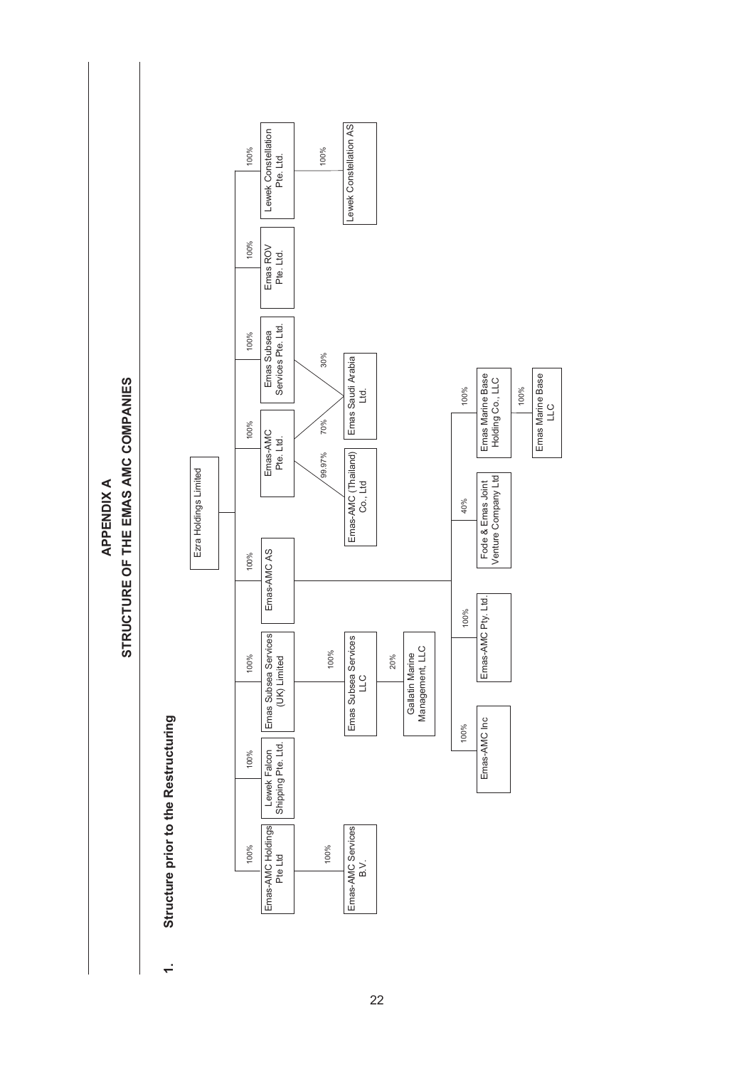# APPENDIX A

# STRUCTURE OF THE EMAS AMC COMPANIES

## 1. Structure prior to the Restructuring

- **Ezra Holdings Limited**
  - 100% — Emas-AMC Holdings Pte Ltd
    - 100% — Emas-AMC Services B.V.
  - 100% — Lewek Falcon Shipping Pte. Ltd.
  - 100% — Emas Subsea Services (UK) Limited
    - 100% — Emas Subsea Services LLC
      - 20% — Gallatin Marine Management, LLC
  - 100% — Emas-AMC AS
    - 100% — Emas-AMC Inc
    - 100% — Emas-AMC Pty. Ltd.
    - 40% — Fode & Emas Joint Venture Company Ltd
    - 100% — Emas Marine Base Holding Co., LLC
      - 100% — Emas Marine Base LLC
  - 100% — Emas-AMC Pte. Ltd.
    - 99.97% — Emas-AMC (Thailand) Co., Ltd
    - 70% — Emas Saudi Arabia Ltd.
  - 100% — Emas Subsea Services Pte. Ltd.
    - 30% — Emas Saudi Arabia Ltd.
  - 100% — Emas ROV Pte. Ltd.
  - 100% — Lewek Constellation Pte. Ltd.
    - 100% — Lewek Constellation AS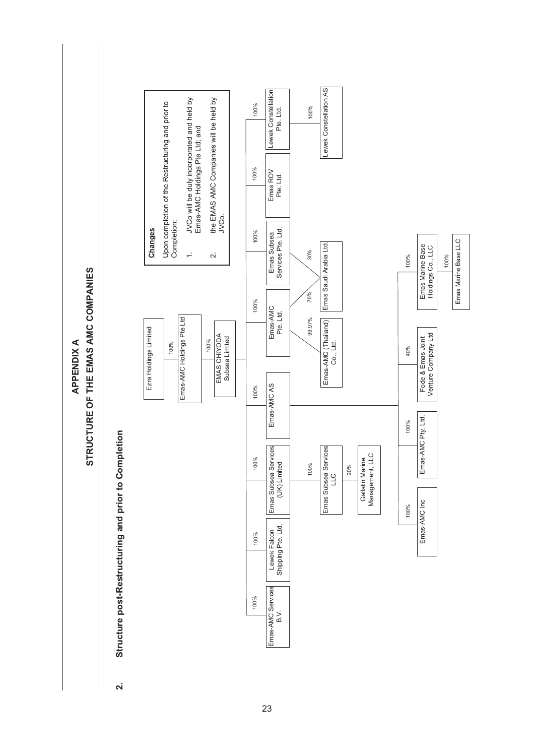# APPENDIX A

# STRUCTURE OF THE EMAS AMC COMPANIES

## 2. Structure post-Restructuring and prior to Completion

- Ezra Holdings Limited
  - 100% — Emas-AMC Holdings Pte Ltd
    - 100% — EMAS CHIYODA Subsea Limited
      - 100% — Emas-AMC Services B.V.
      - 100% — Lewek Falcon Shipping Pte. Ltd.
      - 100% — Emas Subsea Services (UK) Limited
        - 100% — Emas Subsea Services LLC
          - 20% — Gallatin Marine Management, LLC
      - 100% — Emas-AMC AS
        - 100% — Emas-AMC Inc
        - 100% — Emas-AMC Pty. Ltd.
        - 40% — Fode & Emas Joint Venture Company Ltd
        - 100% — Emas Marine Base Holdings Co., LLC
          - 100% — Emas Marine Base LLC
      - 100% — Emas-AMC Pte. Ltd.
        - 99.97% — Emas-AMC (Thailand) Co., Ltd.
        - 70% — Emas Saudi Arabia Ltd.
      - 100% — Emas Subsea Services Pte. Ltd.
        - 30% — Emas Saudi Arabia Ltd.
      - 100% — Emas ROV Pte. Ltd.
      - 100% — Lewek Constellation Pte. Ltd.
        - 100% — Lewek Constellation AS

**Changes**

Upon completion of the Restructuring and prior to Completion:

1. JVCo will be duly incorporated and held by Emas-AMC Holdings Pte Ltd; and
2. the EMAS AMC Companies will be held by JVCo.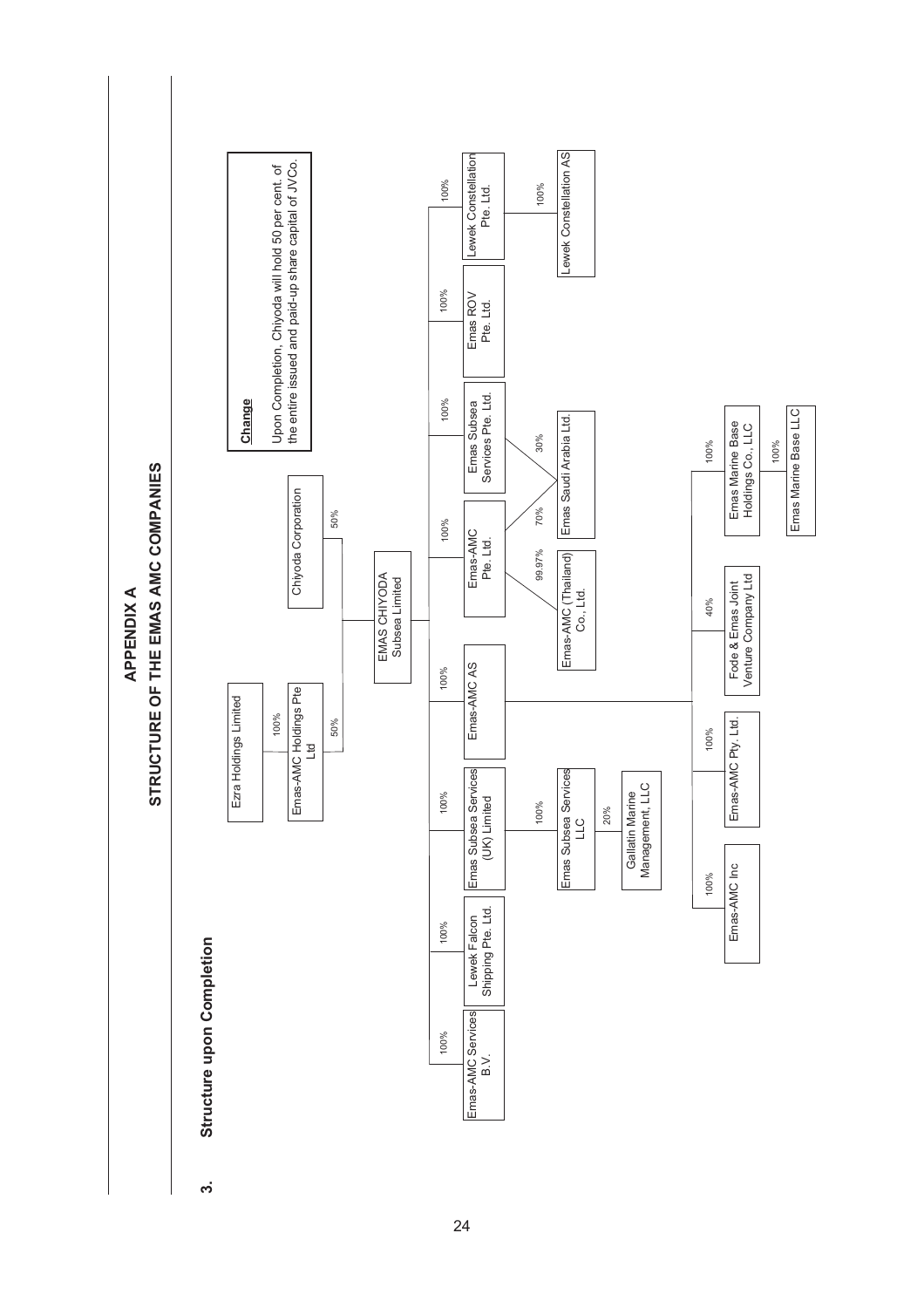# APPENDIX A

# STRUCTURE OF THE EMAS AMC COMPANIES

## 3. Structure upon Completion

Ezra Holdings Limited

- 100% — Emas-AMC Holdings Pte Ltd

Emas-AMC Holdings Pte Ltd (50%) and Chiyoda Corporation (50%) — EMAS CHIYODA Subsea Limited

**Change**

Upon Completion, Chiyoda will hold 50 per cent. of the entire issued and paid-up share capital of JVCo.

EMAS CHIYODA Subsea Limited

- 100% — Emas-AMC Services B.V.
- 100% — Lewek Falcon Shipping Pte. Ltd.
- 100% — Emas Subsea Services (UK) Limited
  - 100% — Emas Subsea Services LLC
    - 20% — Gallatin Marine Management, LLC
- 100% — Emas-AMC AS
  - 100% — Emas-AMC Inc
  - 100% — Emas-AMC Pty. Ltd.
  - 40% — Fode & Emas Joint Venture Company Ltd
  - 100% — Emas Marine Base Holdings Co., LLC
    - 100% — Emas Marine Base LLC
- 100% — Emas-AMC Pte. Ltd.
  - 99.97% — Emas-AMC (Thailand) Co., Ltd.
  - 70% — Emas Saudi Arabia Ltd.
- 100% — Emas Subsea Services Pte. Ltd.
  - 30% — Emas Saudi Arabia Ltd.
- 100% — Emas ROV Pte. Ltd.
- 100% — Lewek Constellation Pte. Ltd.
  - 100% — Lewek Constellation AS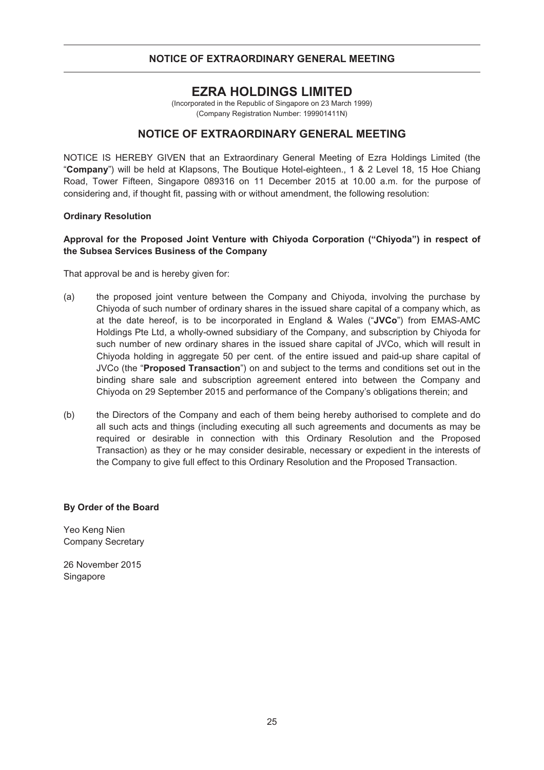# NOTICE OF EXTRAORDINARY GENERAL MEETING

## EZRA HOLDINGS LIMITED

(Incorporated in the Republic of Singapore on 23 March 1999)
(Company Registration Number: 199901411N)

## NOTICE OF EXTRAORDINARY GENERAL MEETING

NOTICE IS HEREBY GIVEN that an Extraordinary General Meeting of Ezra Holdings Limited (the "**Company**") will be held at Klapsons, The Boutique Hotel-eighteen., 1 & 2 Level 18, 15 Hoe Chiang Road, Tower Fifteen, Singapore 089316 on 11 December 2015 at 10.00 a.m. for the purpose of considering and, if thought fit, passing with or without amendment, the following resolution:

**Ordinary Resolution**

**Approval for the Proposed Joint Venture with Chiyoda Corporation ("Chiyoda") in respect of the Subsea Services Business of the Company**

That approval be and is hereby given for:

(a) the proposed joint venture between the Company and Chiyoda, involving the purchase by Chiyoda of such number of ordinary shares in the issued share capital of a company which, as at the date hereof, is to be incorporated in England & Wales ("**JVCo**") from EMAS-AMC Holdings Pte Ltd, a wholly-owned subsidiary of the Company, and subscription by Chiyoda for such number of new ordinary shares in the issued share capital of JVCo, which will result in Chiyoda holding in aggregate 50 per cent. of the entire issued and paid-up share capital of JVCo (the "**Proposed Transaction**") on and subject to the terms and conditions set out in the binding share sale and subscription agreement entered into between the Company and Chiyoda on 29 September 2015 and performance of the Company's obligations therein; and

(b) the Directors of the Company and each of them being hereby authorised to complete and do all such acts and things (including executing all such agreements and documents as may be required or desirable in connection with this Ordinary Resolution and the Proposed Transaction) as they or he may consider desirable, necessary or expedient in the interests of the Company to give full effect to this Ordinary Resolution and the Proposed Transaction.

**By Order of the Board**

Yeo Keng Nien
Company Secretary

26 November 2015
Singapore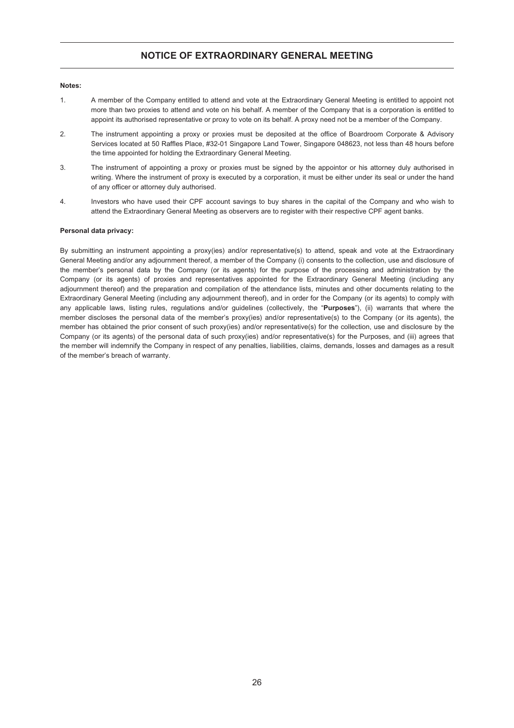## NOTICE OF EXTRAORDINARY GENERAL MEETING

**Notes:**

1. A member of the Company entitled to attend and vote at the Extraordinary General Meeting is entitled to appoint not more than two proxies to attend and vote on his behalf. A member of the Company that is a corporation is entitled to appoint its authorised representative or proxy to vote on its behalf. A proxy need not be a member of the Company.

2. The instrument appointing a proxy or proxies must be deposited at the office of Boardroom Corporate & Advisory Services located at 50 Raffles Place, #32-01 Singapore Land Tower, Singapore 048623, not less than 48 hours before the time appointed for holding the Extraordinary General Meeting.

3. The instrument of appointing a proxy or proxies must be signed by the appointor or his attorney duly authorised in writing. Where the instrument of proxy is executed by a corporation, it must be either under its seal or under the hand of any officer or attorney duly authorised.

4. Investors who have used their CPF account savings to buy shares in the capital of the Company and who wish to attend the Extraordinary General Meeting as observers are to register with their respective CPF agent banks.

**Personal data privacy:**

By submitting an instrument appointing a proxy(ies) and/or representative(s) to attend, speak and vote at the Extraordinary General Meeting and/or any adjournment thereof, a member of the Company (i) consents to the collection, use and disclosure of the member's personal data by the Company (or its agents) for the purpose of the processing and administration by the Company (or its agents) of proxies and representatives appointed for the Extraordinary General Meeting (including any adjournment thereof) and the preparation and compilation of the attendance lists, minutes and other documents relating to the Extraordinary General Meeting (including any adjournment thereof), and in order for the Company (or its agents) to comply with any applicable laws, listing rules, regulations and/or guidelines (collectively, the "**Purposes**"), (ii) warrants that where the member discloses the personal data of the member's proxy(ies) and/or representative(s) to the Company (or its agents), the member has obtained the prior consent of such proxy(ies) and/or representative(s) for the collection, use and disclosure by the Company (or its agents) of the personal data of such proxy(ies) and/or representative(s) for the Purposes, and (iii) agrees that the member will indemnify the Company in respect of any penalties, liabilities, claims, demands, losses and damages as a result of the member's breach of warranty.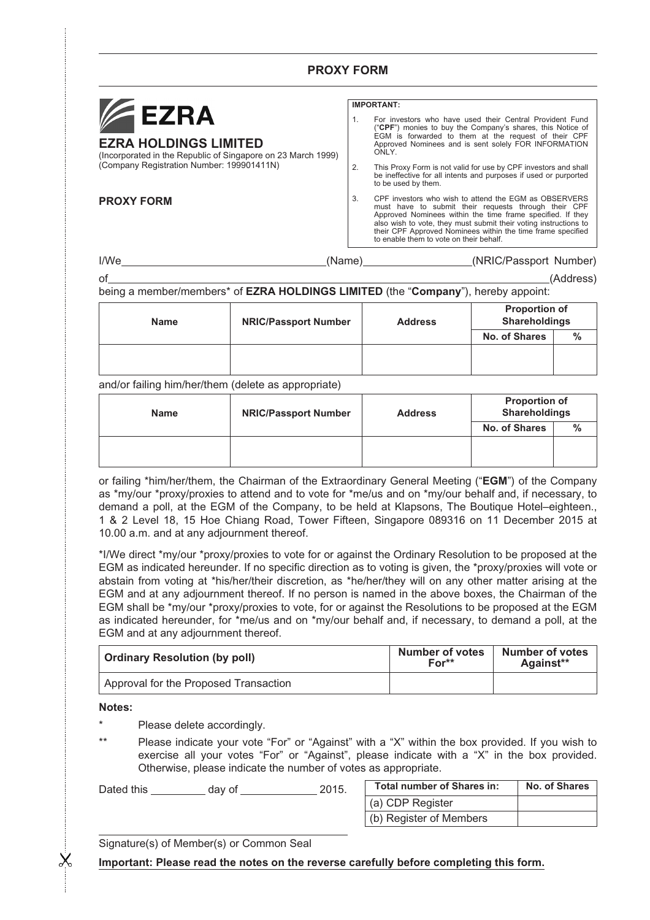## PROXY FORM

**EZRA**

**EZRA HOLDINGS LIMITED**
(Incorporated in the Republic of Singapore on 23 March 1999)
(Company Registration Number: 199901411N)

**PROXY FORM**

**IMPORTANT:**

1. For investors who have used their Central Provident Fund ("**CPF**") monies to buy the Company's shares, this Notice of EGM is forwarded to them at the request of their CPF Approved Nominees and is sent solely FOR INFORMATION ONLY.
2. This Proxy Form is not valid for use by CPF investors and shall be ineffective for all intents and purposes if used or purported to be used by them.
3. CPF investors who wish to attend the EGM as OBSERVERS must have to submit their requests through their CPF Approved Nominees within the time frame specified. If they also wish to vote, they must submit their voting instructions to their CPF Approved Nominees within the time frame specified to enable them to vote on their behalf.

I/We \_\_\_\_\_\_\_\_\_\_\_\_\_\_\_\_\_\_\_\_\_\_\_\_\_\_\_\_\_\_ (Name) \_\_\_\_\_\_\_\_\_\_\_\_\_\_\_\_\_\_ (NRIC/Passport Number)

of \_\_\_\_\_\_\_\_\_\_\_\_\_\_\_\_\_\_\_\_\_\_\_\_\_\_\_\_\_\_\_\_\_\_\_\_\_\_\_\_\_\_\_\_\_\_\_\_\_\_\_\_\_\_\_\_\_\_\_\_ (Address)

being a member/members* of **EZRA HOLDINGS LIMITED** (the "**Company**"), hereby appoint:

| Name | NRIC/Passport Number | Address | Proportion of Shareholdings | |
|---|---|---|---|---|
| | | | No. of Shares | % |
| | | | | |

and/or failing him/her/them (delete as appropriate)

| Name | NRIC/Passport Number | Address | Proportion of Shareholdings | |
|---|---|---|---|---|
| | | | No. of Shares | % |
| | | | | |

or failing *him/her/them, the Chairman of the Extraordinary General Meeting ("**EGM**") of the Company as *my/our *proxy/proxies to attend and to vote for *me/us and on *my/our behalf and, if necessary, to demand a poll, at the EGM of the Company, to be held at Klapsons, The Boutique Hotel–eighteen., 1 & 2 Level 18, 15 Hoe Chiang Road, Tower Fifteen, Singapore 089316 on 11 December 2015 at 10.00 a.m. and at any adjournment thereof.

*I/We direct *my/our *proxy/proxies to vote for or against the Ordinary Resolution to be proposed at the EGM as indicated hereunder. If no specific direction as to voting is given, the *proxy/proxies will vote or abstain from voting at *his/her/their discretion, as *he/her/they will on any other matter arising at the EGM and at any adjournment thereof. If no person is named in the above boxes, the Chairman of the EGM shall be *my/our *proxy/proxies to vote, for or against the Resolutions to be proposed at the EGM as indicated hereunder, for *me/us and on *my/our behalf and, if necessary, to demand a poll, at the EGM and at any adjournment thereof.

| Ordinary Resolution (by poll) | Number of votes For** | Number of votes Against** |
|---|---|---|
| Approval for the Proposed Transaction | | |

**Notes:**

\* Please delete accordingly.

\*\* Please indicate your vote "For" or "Against" with a "X" within the box provided. If you wish to exercise all your votes "For" or "Against", please indicate with a "X" in the box provided. Otherwise, please indicate the number of votes as appropriate.

Dated this \_\_\_\_\_\_\_\_ day of \_\_\_\_\_\_\_\_\_\_\_\_ 2015.

| Total number of Shares in: | No. of Shares |
|---|---|
| (a) CDP Register | |
| (b) Register of Members | |

\_\_\_\_\_\_\_\_\_\_\_\_\_\_\_\_\_\_\_\_\_\_\_\_\_\_\_\_\_\_\_\_\_\_\_\_
Signature(s) of Member(s) or Common Seal

**Important: Please read the notes on the reverse carefully before completing this form.**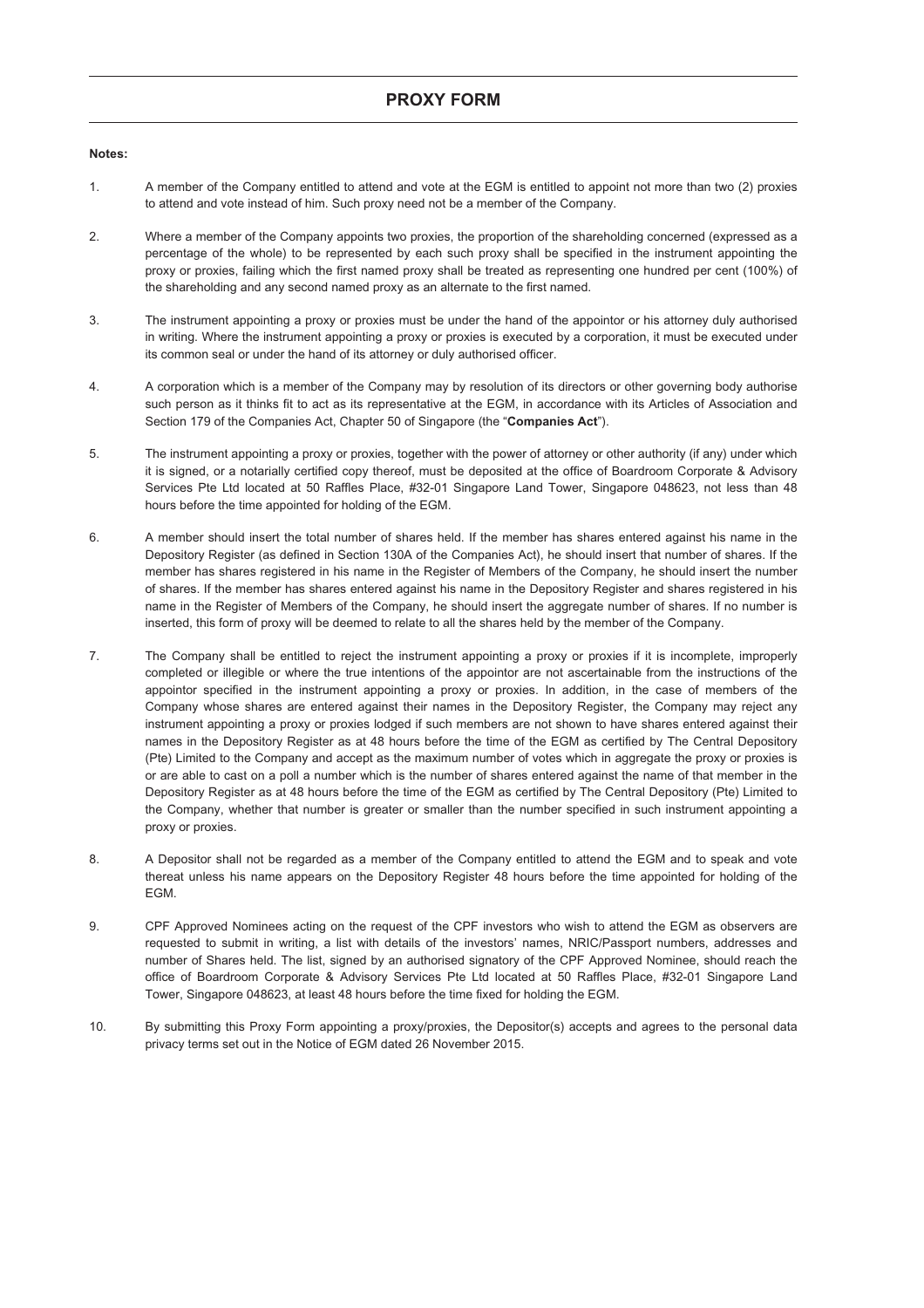## PROXY FORM

**Notes:**

1. A member of the Company entitled to attend and vote at the EGM is entitled to appoint not more than two (2) proxies to attend and vote instead of him. Such proxy need not be a member of the Company.

2. Where a member of the Company appoints two proxies, the proportion of the shareholding concerned (expressed as a percentage of the whole) to be represented by each such proxy shall be specified in the instrument appointing the proxy or proxies, failing which the first named proxy shall be treated as representing one hundred per cent (100%) of the shareholding and any second named proxy as an alternate to the first named.

3. The instrument appointing a proxy or proxies must be under the hand of the appointor or his attorney duly authorised in writing. Where the instrument appointing a proxy or proxies is executed by a corporation, it must be executed under its common seal or under the hand of its attorney or duly authorised officer.

4. A corporation which is a member of the Company may by resolution of its directors or other governing body authorise such person as it thinks fit to act as its representative at the EGM, in accordance with its Articles of Association and Section 179 of the Companies Act, Chapter 50 of Singapore (the "**Companies Act**").

5. The instrument appointing a proxy or proxies, together with the power of attorney or other authority (if any) under which it is signed, or a notarially certified copy thereof, must be deposited at the office of Boardroom Corporate & Advisory Services Pte Ltd located at 50 Raffles Place, #32-01 Singapore Land Tower, Singapore 048623, not less than 48 hours before the time appointed for holding of the EGM.

6. A member should insert the total number of shares held. If the member has shares entered against his name in the Depository Register (as defined in Section 130A of the Companies Act), he should insert that number of shares. If the member has shares registered in his name in the Register of Members of the Company, he should insert the number of shares. If the member has shares entered against his name in the Depository Register and shares registered in his name in the Register of Members of the Company, he should insert the aggregate number of shares. If no number is inserted, this form of proxy will be deemed to relate to all the shares held by the member of the Company.

7. The Company shall be entitled to reject the instrument appointing a proxy or proxies if it is incomplete, improperly completed or illegible or where the true intentions of the appointor are not ascertainable from the instructions of the appointor specified in the instrument appointing a proxy or proxies. In addition, in the case of members of the Company whose shares are entered against their names in the Depository Register, the Company may reject any instrument appointing a proxy or proxies lodged if such members are not shown to have shares entered against their names in the Depository Register as at 48 hours before the time of the EGM as certified by The Central Depository (Pte) Limited to the Company and accept as the maximum number of votes which in aggregate the proxy or proxies is or are able to cast on a poll a number which is the number of shares entered against the name of that member in the Depository Register as at 48 hours before the time of the EGM as certified by The Central Depository (Pte) Limited to the Company, whether that number is greater or smaller than the number specified in such instrument appointing a proxy or proxies.

8. A Depositor shall not be regarded as a member of the Company entitled to attend the EGM and to speak and vote thereat unless his name appears on the Depository Register 48 hours before the time appointed for holding of the EGM.

9. CPF Approved Nominees acting on the request of the CPF investors who wish to attend the EGM as observers are requested to submit in writing, a list with details of the investors' names, NRIC/Passport numbers, addresses and number of Shares held. The list, signed by an authorised signatory of the CPF Approved Nominee, should reach the office of Boardroom Corporate & Advisory Services Pte Ltd located at 50 Raffles Place, #32-01 Singapore Land Tower, Singapore 048623, at least 48 hours before the time fixed for holding the EGM.

10. By submitting this Proxy Form appointing a proxy/proxies, the Depositor(s) accepts and agrees to the personal data privacy terms set out in the Notice of EGM dated 26 November 2015.